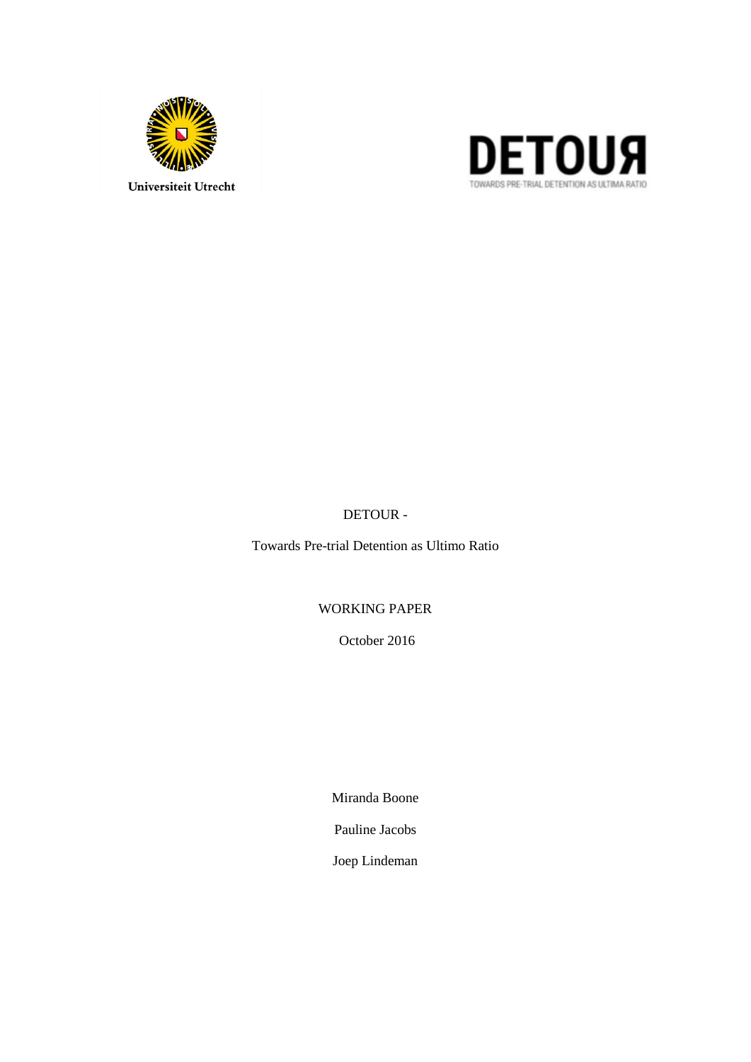Universiteit Utrecht

DETOUR

TOWARDS PRE-TRIAL DETENTION AS ULTIMA RATIO

DETOUR -

Towards Pre-trial Detention as Ultimo Ratio

WORKING PAPER

October 2016

Miranda Boone

Pauline Jacobs

Joep Lindeman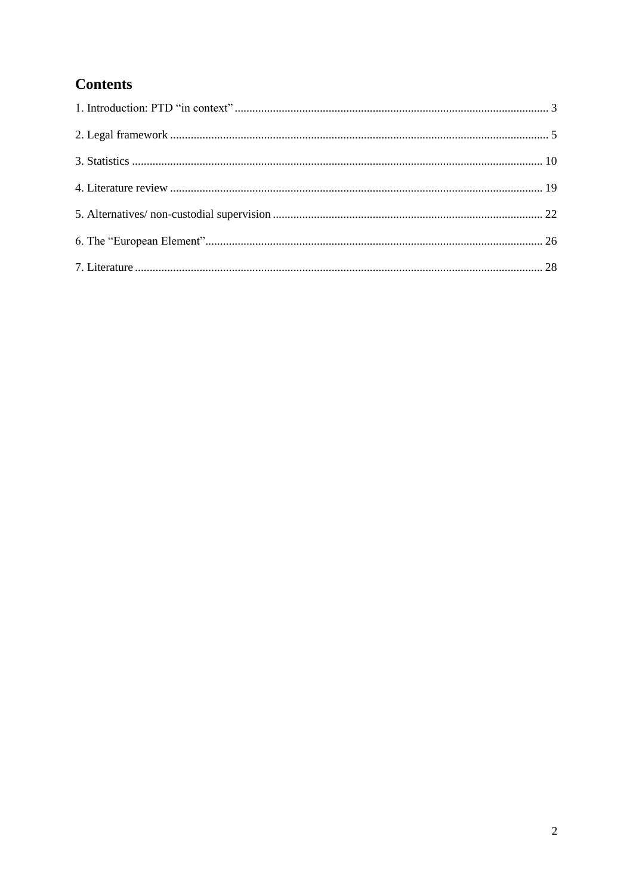# Contents

1. Introduction: PTD "in context" .......... 3

2. Legal framework .......... 5

3. Statistics .......... 10

4. Literature review .......... 19

5. Alternatives/ non-custodial supervision .......... 22

6. The "European Element" .......... 26

7. Literature .......... 28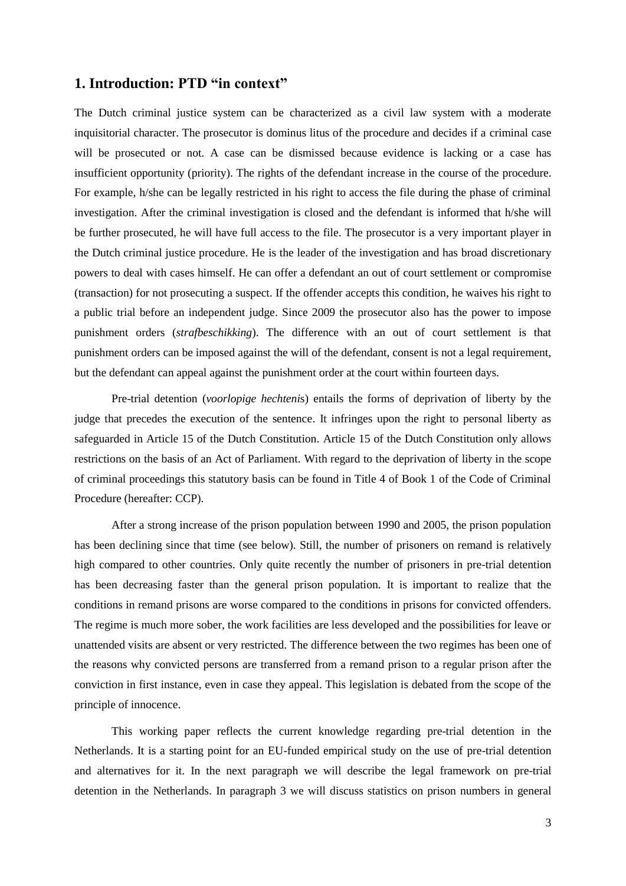## 1. Introduction: PTD "in context"

The Dutch criminal justice system can be characterized as a civil law system with a moderate inquisitorial character. The prosecutor is dominus litus of the procedure and decides if a criminal case will be prosecuted or not. A case can be dismissed because evidence is lacking or a case has insufficient opportunity (priority). The rights of the defendant increase in the course of the procedure. For example, h/she can be legally restricted in his right to access the file during the phase of criminal investigation. After the criminal investigation is closed and the defendant is informed that h/she will be further prosecuted, he will have full access to the file. The prosecutor is a very important player in the Dutch criminal justice procedure. He is the leader of the investigation and has broad discretionary powers to deal with cases himself. He can offer a defendant an out of court settlement or compromise (transaction) for not prosecuting a suspect. If the offender accepts this condition, he waives his right to a public trial before an independent judge. Since 2009 the prosecutor also has the power to impose punishment orders (*strafbeschikking*). The difference with an out of court settlement is that punishment orders can be imposed against the will of the defendant, consent is not a legal requirement, but the defendant can appeal against the punishment order at the court within fourteen days.

Pre-trial detention (*voorlopige hechteni*s) entails the forms of deprivation of liberty by the judge that precedes the execution of the sentence. It infringes upon the right to personal liberty as safeguarded in Article 15 of the Dutch Constitution. Article 15 of the Dutch Constitution only allows restrictions on the basis of an Act of Parliament. With regard to the deprivation of liberty in the scope of criminal proceedings this statutory basis can be found in Title 4 of Book 1 of the Code of Criminal Procedure (hereafter: CCP).

After a strong increase of the prison population between 1990 and 2005, the prison population has been declining since that time (see below). Still, the number of prisoners on remand is relatively high compared to other countries. Only quite recently the number of prisoners in pre-trial detention has been decreasing faster than the general prison population. It is important to realize that the conditions in remand prisons are worse compared to the conditions in prisons for convicted offenders. The regime is much more sober, the work facilities are less developed and the possibilities for leave or unattended visits are absent or very restricted. The difference between the two regimes has been one of the reasons why convicted persons are transferred from a remand prison to a regular prison after the conviction in first instance, even in case they appeal. This legislation is debated from the scope of the principle of innocence.

This working paper reflects the current knowledge regarding pre-trial detention in the Netherlands. It is a starting point for an EU-funded empirical study on the use of pre-trial detention and alternatives for it. In the next paragraph we will describe the legal framework on pre-trial detention in the Netherlands. In paragraph 3 we will discuss statistics on prison numbers in general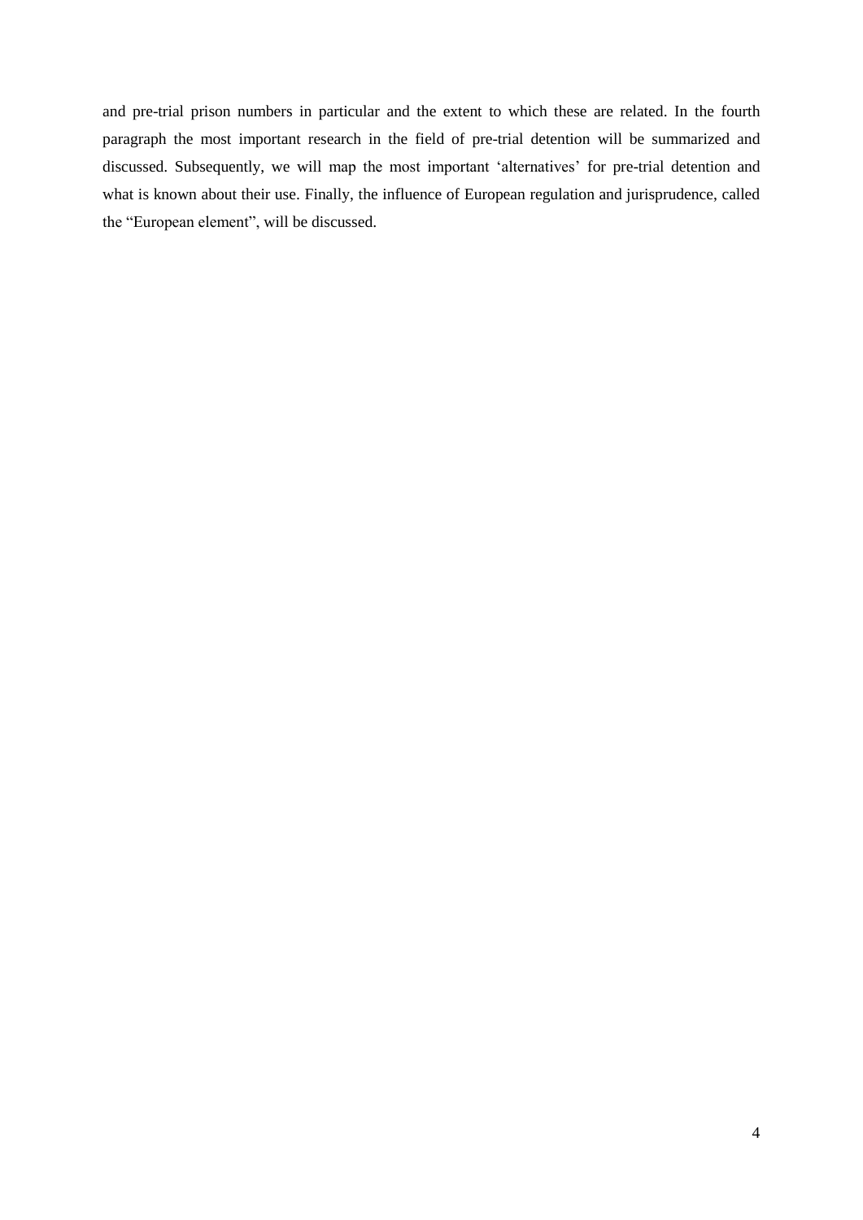and pre-trial prison numbers in particular and the extent to which these are related. In the fourth paragraph the most important research in the field of pre-trial detention will be summarized and discussed. Subsequently, we will map the most important 'alternatives' for pre-trial detention and what is known about their use. Finally, the influence of European regulation and jurisprudence, called the "European element", will be discussed.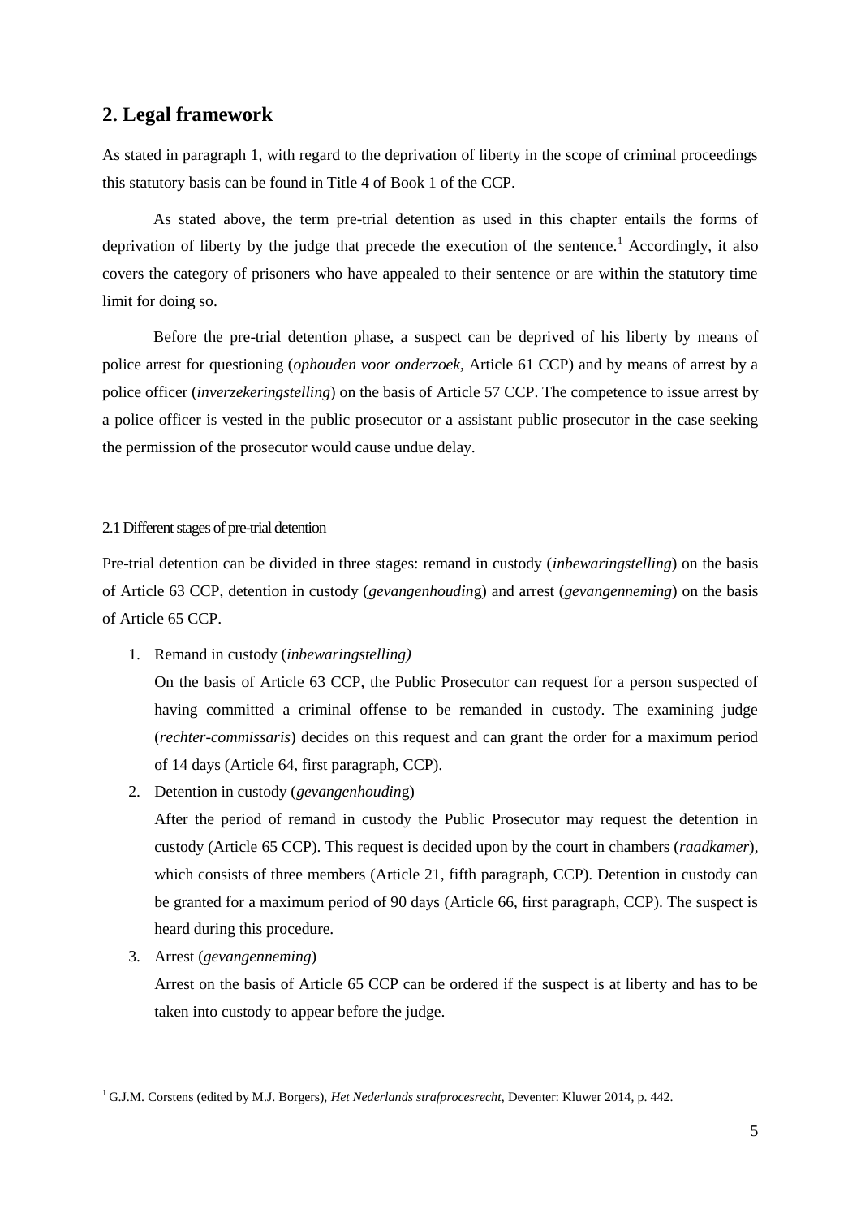## 2. Legal framework

As stated in paragraph 1, with regard to the deprivation of liberty in the scope of criminal proceedings this statutory basis can be found in Title 4 of Book 1 of the CCP.

As stated above, the term pre-trial detention as used in this chapter entails the forms of deprivation of liberty by the judge that precede the execution of the sentence.[1] Accordingly, it also covers the category of prisoners who have appealed to their sentence or are within the statutory time limit for doing so.

Before the pre-trial detention phase, a suspect can be deprived of his liberty by means of police arrest for questioning (*ophouden voor onderzoek*, Article 61 CCP) and by means of arrest by a police officer (*inverzekeringstelling*) on the basis of Article 57 CCP. The competence to issue arrest by a police officer is vested in the public prosecutor or a assistant public prosecutor in the case seeking the permission of the prosecutor would cause undue delay.

### 2.1 Different stages of pre-trial detention

Pre-trial detention can be divided in three stages: remand in custody (*inbewaringstelling*) on the basis of Article 63 CCP, detention in custody (*gevangenhouding*) and arrest (*gevangenneming*) on the basis of Article 65 CCP.

1. Remand in custody (*inbewaringstelling)*

   On the basis of Article 63 CCP, the Public Prosecutor can request for a person suspected of having committed a criminal offense to be remanded in custody. The examining judge (*rechter-commissaris*) decides on this request and can grant the order for a maximum period of 14 days (Article 64, first paragraph, CCP).

2. Detention in custody (*gevangenhouding*)

   After the period of remand in custody the Public Prosecutor may request the detention in custody (Article 65 CCP). This request is decided upon by the court in chambers (*raadkamer*), which consists of three members (Article 21, fifth paragraph, CCP). Detention in custody can be granted for a maximum period of 90 days (Article 66, first paragraph, CCP). The suspect is heard during this procedure.

3. Arrest (*gevangenneming*)

   Arrest on the basis of Article 65 CCP can be ordered if the suspect is at liberty and has to be taken into custody to appear before the judge.

---

[1] G.J.M. Corstens (edited by M.J. Borgers), *Het Nederlands strafprocesrecht*, Deventer: Kluwer 2014, p. 442.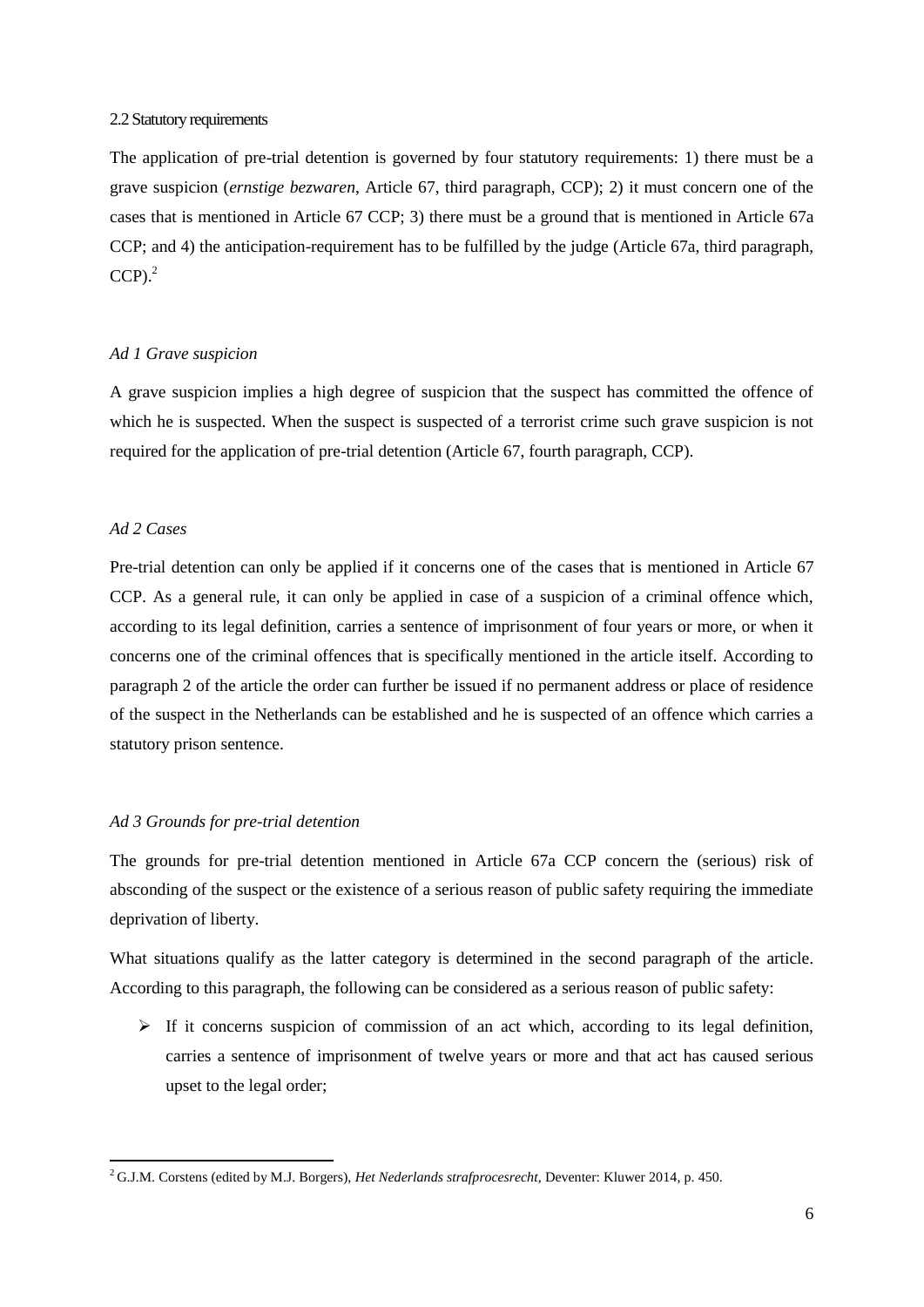### 2.2 Statutory requirements

The application of pre-trial detention is governed by four statutory requirements: 1) there must be a grave suspicion (*ernstige bezwaren*, Article 67, third paragraph, CCP); 2) it must concern one of the cases that is mentioned in Article 67 CCP; 3) there must be a ground that is mentioned in Article 67a CCP; and 4) the anticipation-requirement has to be fulfilled by the judge (Article 67a, third paragraph, CCP).[2]

*Ad 1 Grave suspicion*

A grave suspicion implies a high degree of suspicion that the suspect has committed the offence of which he is suspected. When the suspect is suspected of a terrorist crime such grave suspicion is not required for the application of pre-trial detention (Article 67, fourth paragraph, CCP).

*Ad 2 Cases*

Pre-trial detention can only be applied if it concerns one of the cases that is mentioned in Article 67 CCP. As a general rule, it can only be applied in case of a suspicion of a criminal offence which, according to its legal definition, carries a sentence of imprisonment of four years or more, or when it concerns one of the criminal offences that is specifically mentioned in the article itself. According to paragraph 2 of the article the order can further be issued if no permanent address or place of residence of the suspect in the Netherlands can be established and he is suspected of an offence which carries a statutory prison sentence.

*Ad 3 Grounds for pre-trial detention*

The grounds for pre-trial detention mentioned in Article 67a CCP concern the (serious) risk of absconding of the suspect or the existence of a serious reason of public safety requiring the immediate deprivation of liberty.

What situations qualify as the latter category is determined in the second paragraph of the article. According to this paragraph, the following can be considered as a serious reason of public safety:

- If it concerns suspicion of commission of an act which, according to its legal definition, carries a sentence of imprisonment of twelve years or more and that act has caused serious upset to the legal order;

---

[2] G.J.M. Corstens (edited by M.J. Borgers), *Het Nederlands strafprocesrecht*, Deventer: Kluwer 2014, p. 450.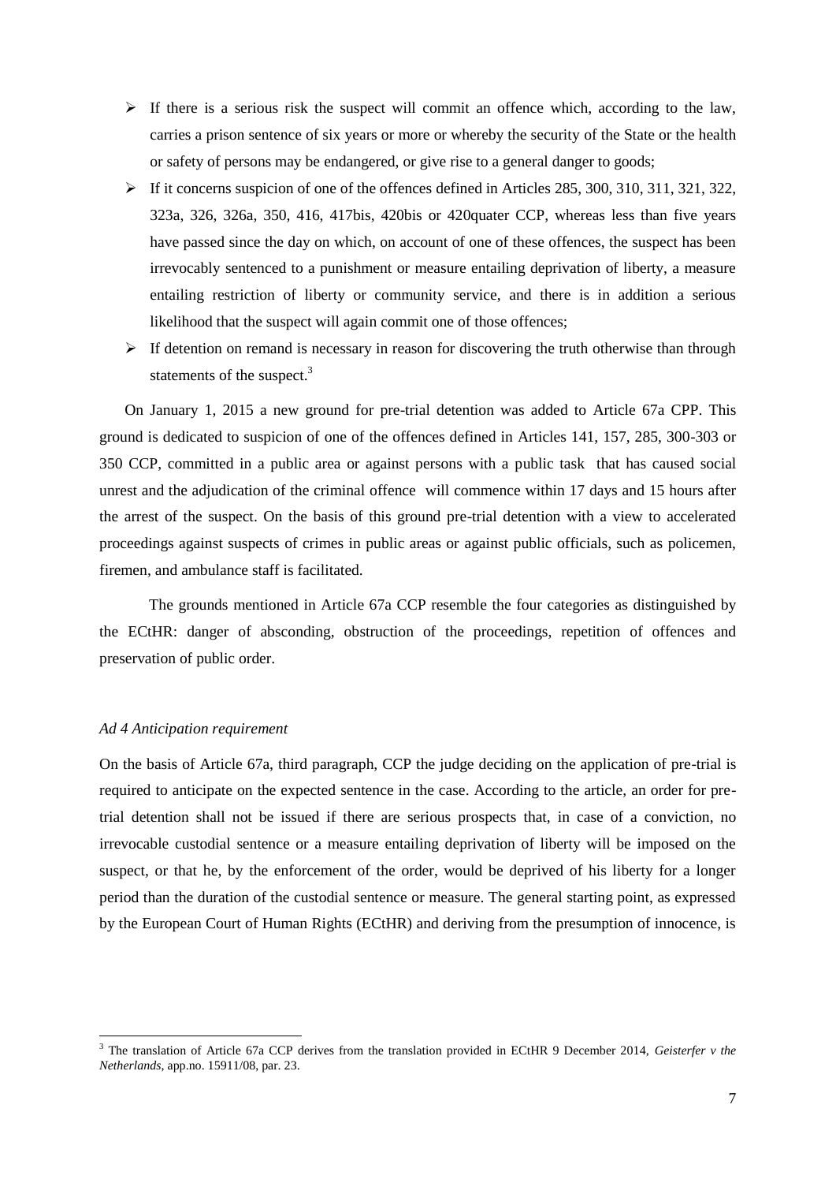- If there is a serious risk the suspect will commit an offence which, according to the law, carries a prison sentence of six years or more or whereby the security of the State or the health or safety of persons may be endangered, or give rise to a general danger to goods;
- If it concerns suspicion of one of the offences defined in Articles 285, 300, 310, 311, 321, 322, 323a, 326, 326a, 350, 416, 417bis, 420bis or 420quater CCP, whereas less than five years have passed since the day on which, on account of one of these offences, the suspect has been irrevocably sentenced to a punishment or measure entailing deprivation of liberty, a measure entailing restriction of liberty or community service, and there is in addition a serious likelihood that the suspect will again commit one of those offences;
- If detention on remand is necessary in reason for discovering the truth otherwise than through statements of the suspect.[3]

On January 1, 2015 a new ground for pre-trial detention was added to Article 67a CPP. This ground is dedicated to suspicion of one of the offences defined in Articles 141, 157, 285, 300-303 or 350 CCP, committed in a public area or against persons with a public task that has caused social unrest and the adjudication of the criminal offence will commence within 17 days and 15 hours after the arrest of the suspect. On the basis of this ground pre-trial detention with a view to accelerated proceedings against suspects of crimes in public areas or against public officials, such as policemen, firemen, and ambulance staff is facilitated.

The grounds mentioned in Article 67a CCP resemble the four categories as distinguished by the ECtHR: danger of absconding, obstruction of the proceedings, repetition of offences and preservation of public order.

*Ad 4 Anticipation requirement*

On the basis of Article 67a, third paragraph, CCP the judge deciding on the application of pre-trial is required to anticipate on the expected sentence in the case. According to the article, an order for pre-trial detention shall not be issued if there are serious prospects that, in case of a conviction, no irrevocable custodial sentence or a measure entailing deprivation of liberty will be imposed on the suspect, or that he, by the enforcement of the order, would be deprived of his liberty for a longer period than the duration of the custodial sentence or measure. The general starting point, as expressed by the European Court of Human Rights (ECtHR) and deriving from the presumption of innocence, is

[3] The translation of Article 67a CCP derives from the translation provided in ECtHR 9 December 2014, *Geisterfer v the Netherlands*, app.no. 15911/08, par. 23.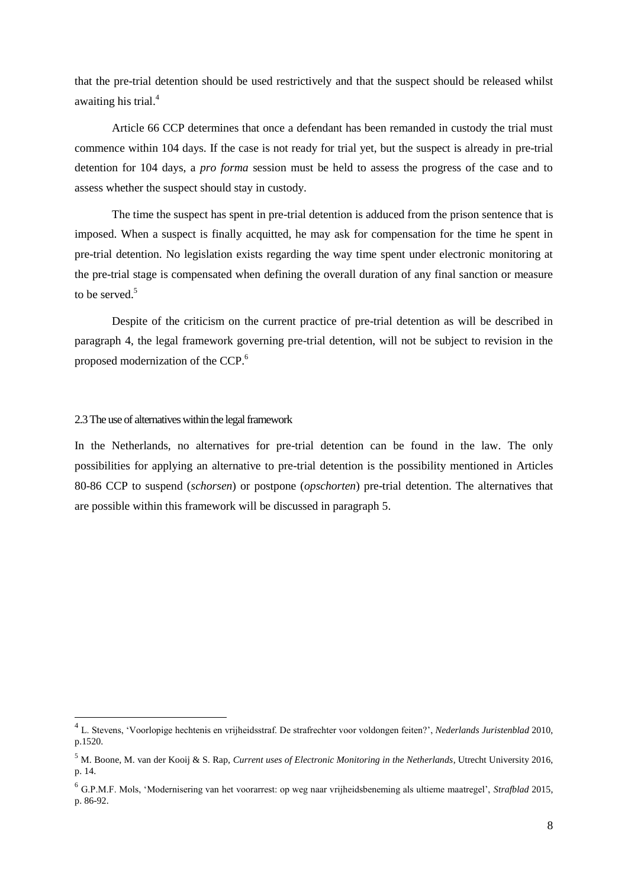that the pre-trial detention should be used restrictively and that the suspect should be released whilst awaiting his trial.[4]

Article 66 CCP determines that once a defendant has been remanded in custody the trial must commence within 104 days. If the case is not ready for trial yet, but the suspect is already in pre-trial detention for 104 days, a *pro forma* session must be held to assess the progress of the case and to assess whether the suspect should stay in custody.

The time the suspect has spent in pre-trial detention is adduced from the prison sentence that is imposed. When a suspect is finally acquitted, he may ask for compensation for the time he spent in pre-trial detention. No legislation exists regarding the way time spent under electronic monitoring at the pre-trial stage is compensated when defining the overall duration of any final sanction or measure to be served.[5]

Despite of the criticism on the current practice of pre-trial detention as will be described in paragraph 4, the legal framework governing pre-trial detention, will not be subject to revision in the proposed modernization of the CCP.[6]

### 2.3 The use of alternatives within the legal framework

In the Netherlands, no alternatives for pre-trial detention can be found in the law. The only possibilities for applying an alternative to pre-trial detention is the possibility mentioned in Articles 80-86 CCP to suspend (*schorsen*) or postpone (*opschorten*) pre-trial detention. The alternatives that are possible within this framework will be discussed in paragraph 5.

---

[4] L. Stevens, 'Voorlopige hechtenis en vrijheidsstraf. De strafrechter voor voldongen feiten?', *Nederlands Juristenblad* 2010, p.1520.

[5] M. Boone, M. van der Kooij & S. Rap, *Current uses of Electronic Monitoring in the Netherlands*, Utrecht University 2016, p. 14.

[6] G.P.M.F. Mols, 'Modernisering van het voorarrest: op weg naar vrijheidsbeneming als ultieme maatregel', *Strafblad* 2015, p. 86-92.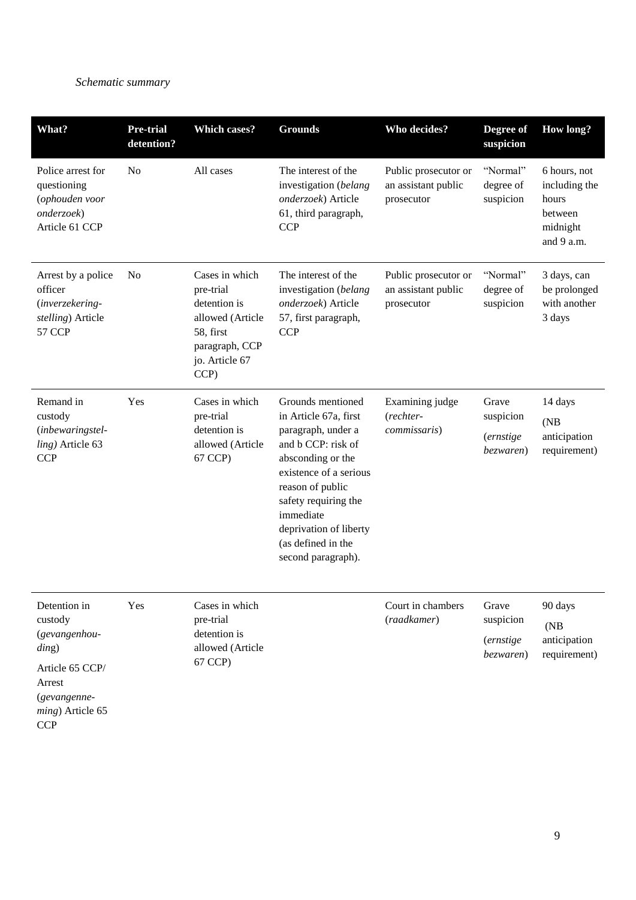*Schematic summary*

| What? | Pre-trial detention? | Which cases? | Grounds | Who decides? | Degree of suspicion | How long? |
| --- | --- | --- | --- | --- | --- | --- |
| Police arrest for questioning (*ophouden voor onderzoek*) Article 61 CCP | No | All cases | The interest of the investigation (*belang onderzoek*) Article 61, third paragraph, CCP | Public prosecutor or an assistant public prosecutor | "Normal" degree of suspicion | 6 hours, not including the hours between midnight and 9 a.m. |
| Arrest by a police officer (*inverzekering-stelling*) Article 57 CCP | No | Cases in which pre-trial detention is allowed (Article 58, first paragraph, CCP jo. Article 67 CCP) | The interest of the investigation (*belang onderzoek*) Article 57, first paragraph, CCP | Public prosecutor or an assistant public prosecutor | "Normal" degree of suspicion | 3 days, can be prolonged with another 3 days |
| Remand in custody (*inbewaringstel-ling*) Article 63 CCP | Yes | Cases in which pre-trial detention is allowed (Article 67 CCP) | Grounds mentioned in Article 67a, first paragraph, under a and b CCP: risk of absconding or the existence of a serious reason of public safety requiring the immediate deprivation of liberty (as defined in the second paragraph). | Examining judge (*rechter-commissaris*) | Grave suspicion (*ernstige bezwaren*) | 14 days (NB anticipation requirement) |
| Detention in custody (*gevangenhou-ding*) Article 65 CCP/ Arrest (*gevangenne-ming*) Article 65 CCP | Yes | Cases in which pre-trial detention is allowed (Article 67 CCP) | | Court in chambers (*raadkamer*) | Grave suspicion (*ernstige bezwaren*) | 90 days (NB anticipation requirement) |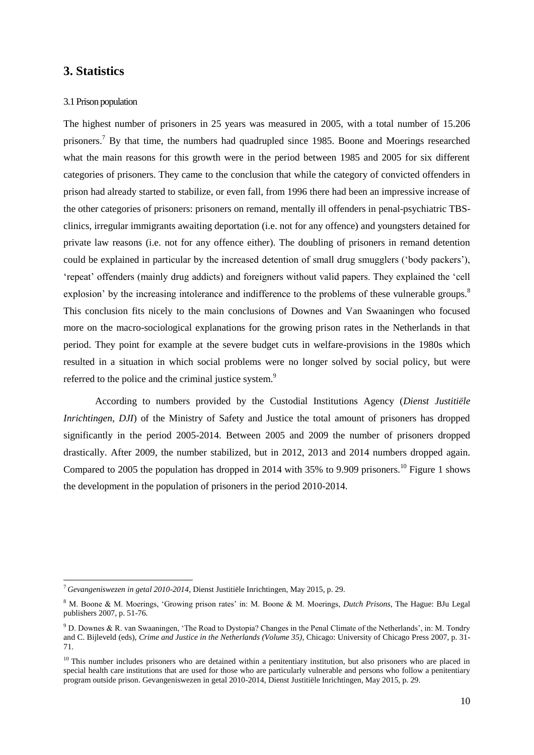## 3. Statistics

### 3.1 Prison population

The highest number of prisoners in 25 years was measured in 2005, with a total number of 15.206 prisoners.[7] By that time, the numbers had quadrupled since 1985. Boone and Moerings researched what the main reasons for this growth were in the period between 1985 and 2005 for six different categories of prisoners. They came to the conclusion that while the category of convicted offenders in prison had already started to stabilize, or even fall, from 1996 there had been an impressive increase of the other categories of prisoners: prisoners on remand, mentally ill offenders in penal-psychiatric TBS-clinics, irregular immigrants awaiting deportation (i.e. not for any offence) and youngsters detained for private law reasons (i.e. not for any offence either). The doubling of prisoners in remand detention could be explained in particular by the increased detention of small drug smugglers ('body packers'), 'repeat' offenders (mainly drug addicts) and foreigners without valid papers. They explained the 'cell explosion' by the increasing intolerance and indifference to the problems of these vulnerable groups.[8] This conclusion fits nicely to the main conclusions of Downes and Van Swaaningen who focused more on the macro-sociological explanations for the growing prison rates in the Netherlands in that period. They point for example at the severe budget cuts in welfare-provisions in the 1980s which resulted in a situation in which social problems were no longer solved by social policy, but were referred to the police and the criminal justice system.[9]

According to numbers provided by the Custodial Institutions Agency (*Dienst Justitiële Inrichtingen, DJI*) of the Ministry of Safety and Justice the total amount of prisoners has dropped significantly in the period 2005-2014. Between 2005 and 2009 the number of prisoners dropped drastically. After 2009, the number stabilized, but in 2012, 2013 and 2014 numbers dropped again. Compared to 2005 the population has dropped in 2014 with 35% to 9.909 prisoners.[10] Figure 1 shows the development in the population of prisoners in the period 2010-2014.

---

[7] *Gevangeniswezen in getal 2010-2014*, Dienst Justitiële Inrichtingen, May 2015, p. 29.

[8] M. Boone & M. Moerings, 'Growing prison rates' in: M. Boone & M. Moerings, *Dutch Prisons*, The Hague: BJu Legal publishers 2007, p. 51-76.

[9] D. Downes & R. van Swaaningen, 'The Road to Dystopia? Changes in the Penal Climate of the Netherlands', in: M. Tondry and C. Bijleveld (eds), *Crime and Justice in the Netherlands (Volume 35)*, Chicago: University of Chicago Press 2007, p. 31-71.

[10] This number includes prisoners who are detained within a penitentiary institution, but also prisoners who are placed in special health care institutions that are used for those who are particularly vulnerable and persons who follow a penitentiary program outside prison. Gevangeniswezen in getal 2010-2014, Dienst Justitiële Inrichtingen, May 2015, p. 29.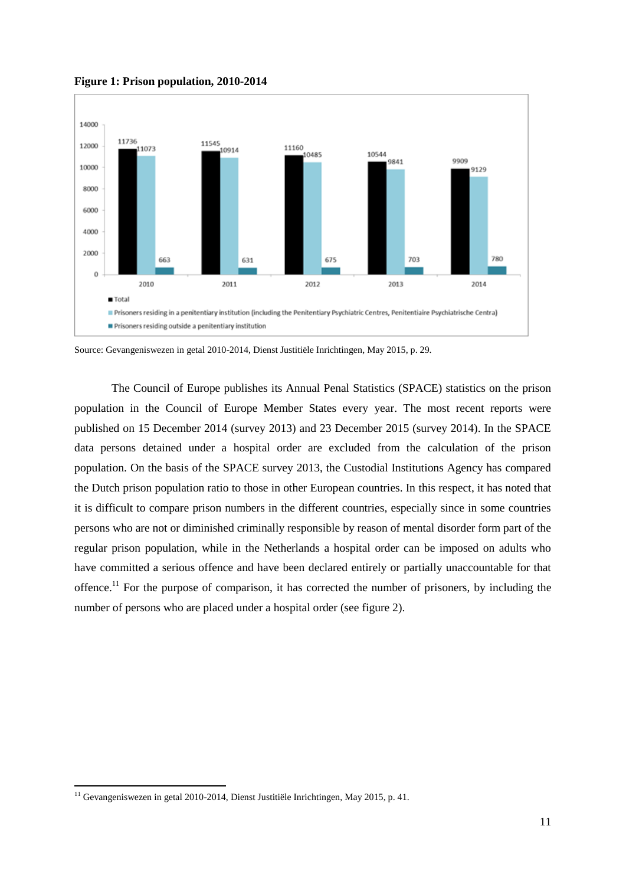**Figure 1: Prison population, 2010-2014**

| | 2010 | 2011 | 2012 | 2013 | 2014 |
|---|---|---|---|---|---|
| Total | 11736 | 11545 | 11160 | 10544 | 9909 |
| Prisoners residing in a penitentiary institution (including the Penitentiary Psychiatric Centres, Penitentiaire Psychiatrische Centra) | 11073 | 10914 | 10485 | 9841 | 9129 |
| Prisoners residing outside a penitentiary institution | 663 | 631 | 675 | 703 | 780 |

Source: Gevangeniswezen in getal 2010-2014, Dienst Justitiële Inrichtingen, May 2015, p. 29.

The Council of Europe publishes its Annual Penal Statistics (SPACE) statistics on the prison population in the Council of Europe Member States every year. The most recent reports were published on 15 December 2014 (survey 2013) and 23 December 2015 (survey 2014). In the SPACE data persons detained under a hospital order are excluded from the calculation of the prison population. On the basis of the SPACE survey 2013, the Custodial Institutions Agency has compared the Dutch prison population ratio to those in other European countries. In this respect, it has noted that it is difficult to compare prison numbers in the different countries, especially since in some countries persons who are not or diminished criminally responsible by reason of mental disorder form part of the regular prison population, while in the Netherlands a hospital order can be imposed on adults who have committed a serious offence and have been declared entirely or partially unaccountable for that offence.[11] For the purpose of comparison, it has corrected the number of prisoners, by including the number of persons who are placed under a hospital order (see figure 2).

[11] Gevangeniswezen in getal 2010-2014, Dienst Justitiële Inrichtingen, May 2015, p. 41.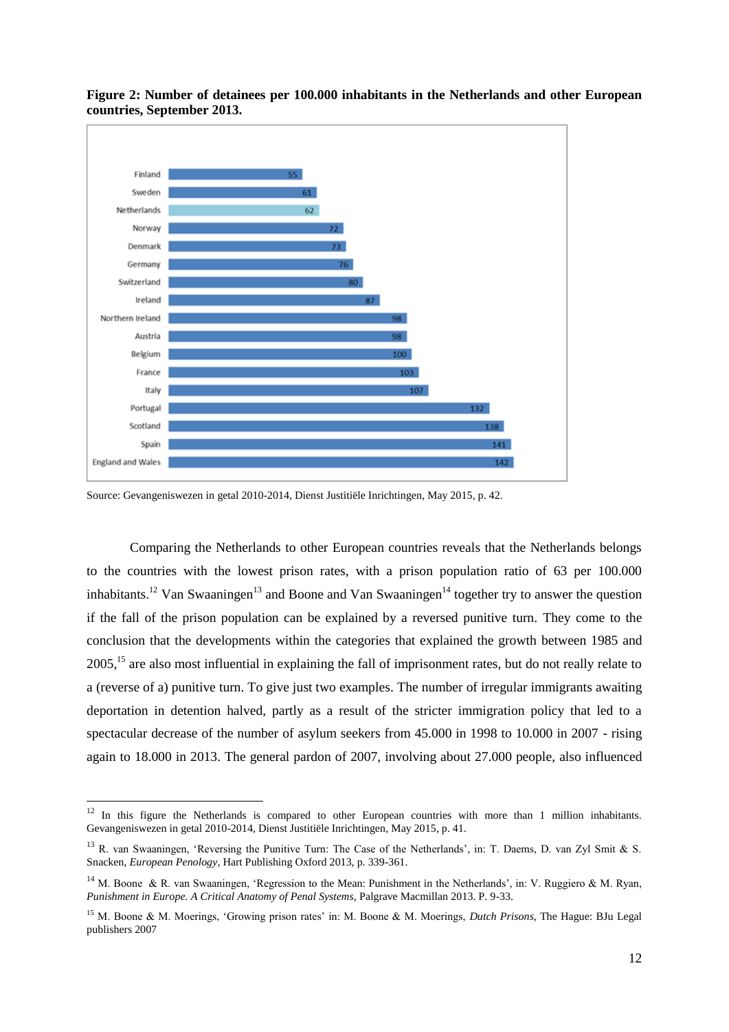**Figure 2: Number of detainees per 100.000 inhabitants in the Netherlands and other European countries, September 2013.**

| Country | Detainees per 100.000 inhabitants |
|---|---|
| Finland | 55 |
| Sweden | 61 |
| Netherlands | 62 |
| Norway | 72 |
| Denmark | 73 |
| Germany | 76 |
| Switzerland | 80 |
| Ireland | 87 |
| Northern Ireland | 98 |
| Austria | 98 |
| Belgium | 100 |
| France | 103 |
| Italy | 107 |
| Portugal | 132 |
| Scotland | 138 |
| Spain | 141 |
| England and Wales | 142 |

Source: Gevangeniswezen in getal 2010-2014, Dienst Justitiële Inrichtingen, May 2015, p. 42.

Comparing the Netherlands to other European countries reveals that the Netherlands belongs to the countries with the lowest prison rates, with a prison population ratio of 63 per 100.000 inhabitants.[12] Van Swaaningen[13] and Boone and Van Swaaningen[14] together try to answer the question if the fall of the prison population can be explained by a reversed punitive turn. They come to the conclusion that the developments within the categories that explained the growth between 1985 and 2005,[15] are also most influential in explaining the fall of imprisonment rates, but do not really relate to a (reverse of a) punitive turn. To give just two examples. The number of irregular immigrants awaiting deportation in detention halved, partly as a result of the stricter immigration policy that led to a spectacular decrease of the number of asylum seekers from 45.000 in 1998 to 10.000 in 2007 - rising again to 18.000 in 2013. The general pardon of 2007, involving about 27.000 people, also influenced

[12] In this figure the Netherlands is compared to other European countries with more than 1 million inhabitants. Gevangeniswezen in getal 2010-2014, Dienst Justitiële Inrichtingen, May 2015, p. 41.

[13] R. van Swaaningen, 'Reversing the Punitive Turn: The Case of the Netherlands', in: T. Daems, D. van Zyl Smit & S. Snacken, *European Penology*, Hart Publishing Oxford 2013, p. 339-361.

[14] M. Boone & R. van Swaaningen, 'Regression to the Mean: Punishment in the Netherlands', in: V. Ruggiero & M. Ryan, *Punishment in Europe. A Critical Anatomy of Penal Systems*, Palgrave Macmillan 2013. P. 9-33.

[15] M. Boone & M. Moerings, 'Growing prison rates' in: M. Boone & M. Moerings, *Dutch Prisons*, The Hague: BJu Legal publishers 2007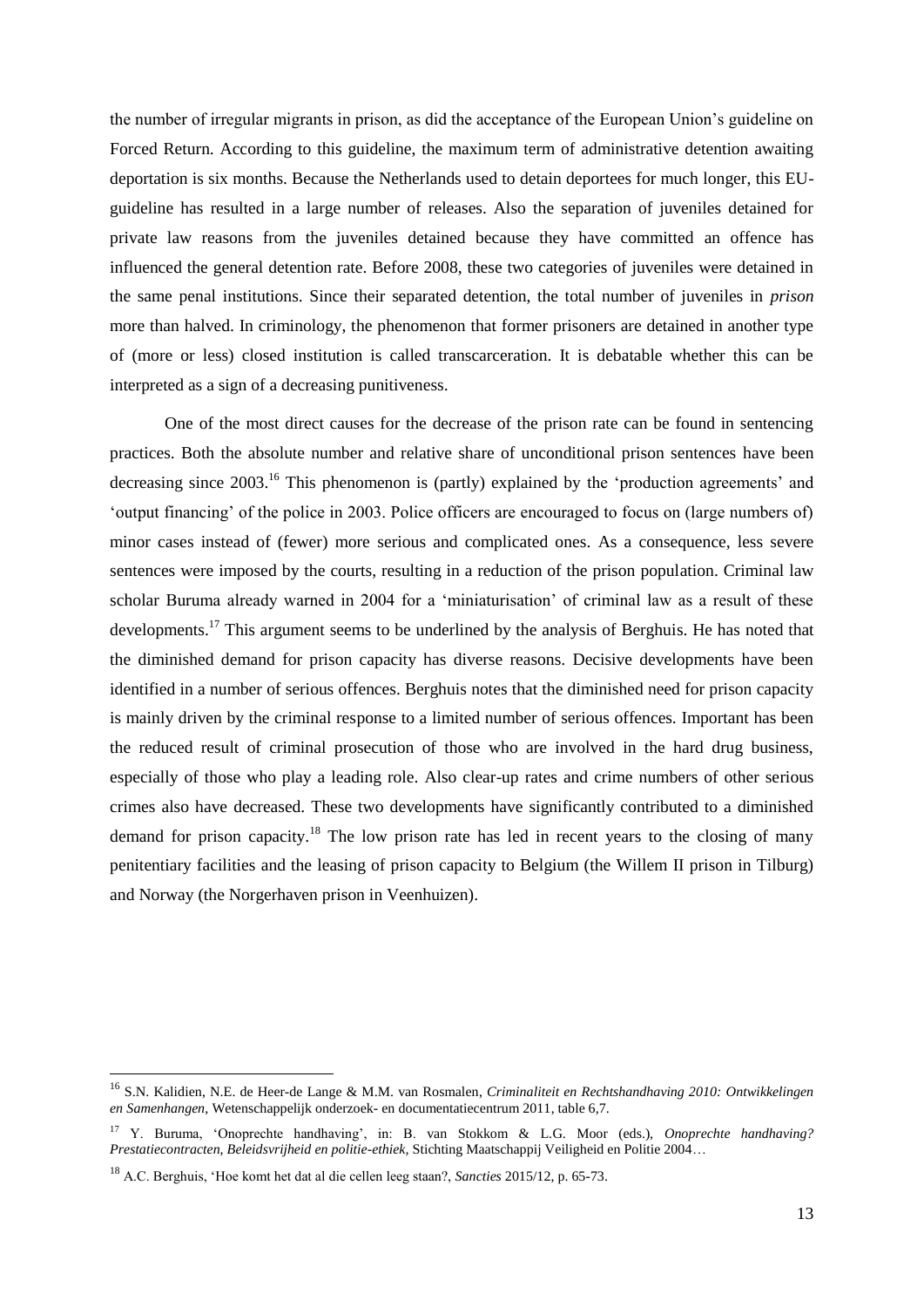the number of irregular migrants in prison, as did the acceptance of the European Union's guideline on Forced Return. According to this guideline, the maximum term of administrative detention awaiting deportation is six months. Because the Netherlands used to detain deportees for much longer, this EU-guideline has resulted in a large number of releases. Also the separation of juveniles detained for private law reasons from the juveniles detained because they have committed an offence has influenced the general detention rate. Before 2008, these two categories of juveniles were detained in the same penal institutions. Since their separated detention, the total number of juveniles in *prison* more than halved. In criminology, the phenomenon that former prisoners are detained in another type of (more or less) closed institution is called transcarceration. It is debatable whether this can be interpreted as a sign of a decreasing punitiveness.

One of the most direct causes for the decrease of the prison rate can be found in sentencing practices. Both the absolute number and relative share of unconditional prison sentences have been decreasing since 2003.[16] This phenomenon is (partly) explained by the 'production agreements' and 'output financing' of the police in 2003. Police officers are encouraged to focus on (large numbers of) minor cases instead of (fewer) more serious and complicated ones. As a consequence, less severe sentences were imposed by the courts, resulting in a reduction of the prison population. Criminal law scholar Buruma already warned in 2004 for a 'miniaturisation' of criminal law as a result of these developments.[17] This argument seems to be underlined by the analysis of Berghuis. He has noted that the diminished demand for prison capacity has diverse reasons. Decisive developments have been identified in a number of serious offences. Berghuis notes that the diminished need for prison capacity is mainly driven by the criminal response to a limited number of serious offences. Important has been the reduced result of criminal prosecution of those who are involved in the hard drug business, especially of those who play a leading role. Also clear-up rates and crime numbers of other serious crimes also have decreased. These two developments have significantly contributed to a diminished demand for prison capacity.[18] The low prison rate has led in recent years to the closing of many penitentiary facilities and the leasing of prison capacity to Belgium (the Willem II prison in Tilburg) and Norway (the Norgerhaven prison in Veenhuizen).

---

[16] S.N. Kalidien, N.E. de Heer-de Lange & M.M. van Rosmalen, *Criminaliteit en Rechtshandhaving 2010: Ontwikkelingen en Samenhangen*, Wetenschappelijk onderzoek- en documentatiecentrum 2011, table 6,7.

[17] Y. Buruma, 'Onoprechte handhaving', in: B. van Stokkom & L.G. Moor (eds.), *Onoprechte handhaving? Prestatiecontracten, Beleidsvrijheid en politie-ethiek*, Stichting Maatschappij Veiligheid en Politie 2004…

[18] A.C. Berghuis, 'Hoe komt het dat al die cellen leeg staan?, *Sancties* 2015/12, p. 65-73.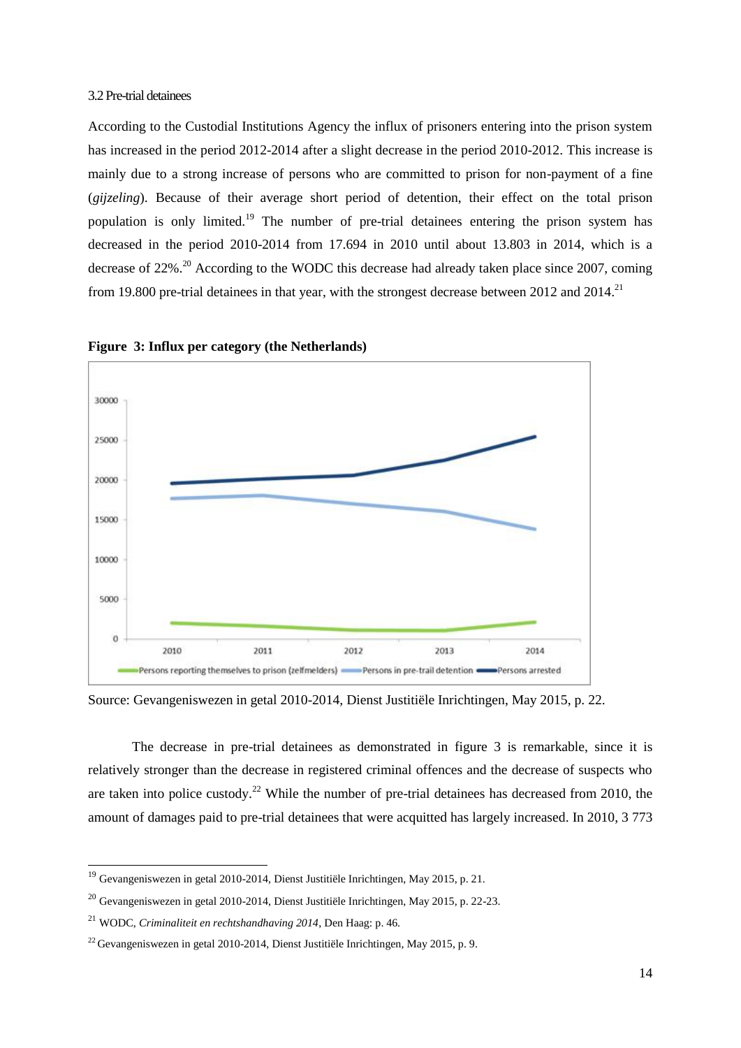### 3.2 Pre-trial detainees

According to the Custodial Institutions Agency the influx of prisoners entering into the prison system has increased in the period 2012-2014 after a slight decrease in the period 2010-2012. This increase is mainly due to a strong increase of persons who are committed to prison for non-payment of a fine (*gijzeling*). Because of their average short period of detention, their effect on the total prison population is only limited.[19] The number of pre-trial detainees entering the prison system has decreased in the period 2010-2014 from 17.694 in 2010 until about 13.803 in 2014, which is a decrease of 22%.[20] According to the WODC this decrease had already taken place since 2007, coming from 19.800 pre-trial detainees in that year, with the strongest decrease between 2012 and 2014.[21]

**Figure 3: Influx per category (the Netherlands)**

Source: Gevangeniswezen in getal 2010-2014, Dienst Justitiële Inrichtingen, May 2015, p. 22.

The decrease in pre-trial detainees as demonstrated in figure 3 is remarkable, since it is relatively stronger than the decrease in registered criminal offences and the decrease of suspects who are taken into police custody.[22] While the number of pre-trial detainees has decreased from 2010, the amount of damages paid to pre-trial detainees that were acquitted has largely increased. In 2010, 3 773

---

[19] Gevangeniswezen in getal 2010-2014, Dienst Justitiële Inrichtingen, May 2015, p. 21.

[20] Gevangeniswezen in getal 2010-2014, Dienst Justitiële Inrichtingen, May 2015, p. 22-23.

[21] WODC, *Criminaliteit en rechtshandhaving 2014*, Den Haag: p. 46.

[22] Gevangeniswezen in getal 2010-2014, Dienst Justitiële Inrichtingen, May 2015, p. 9.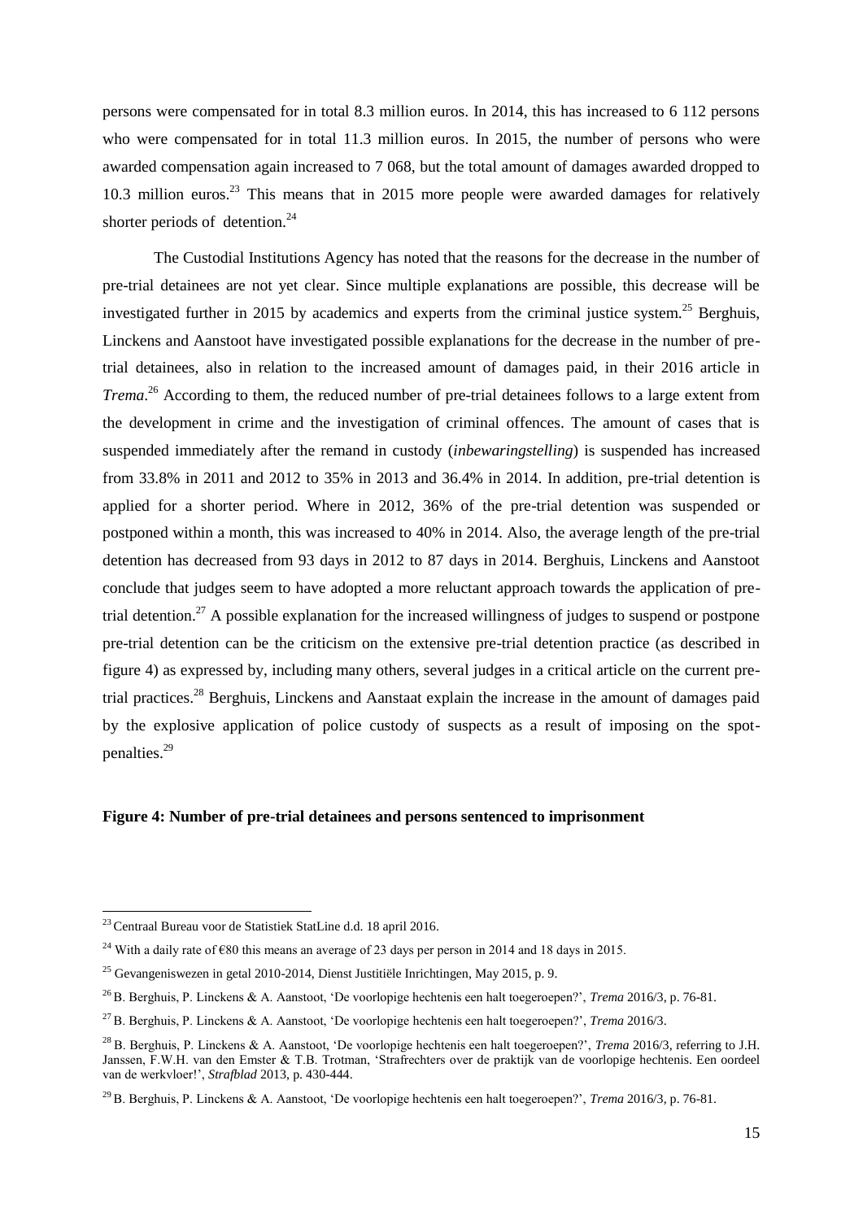persons were compensated for in total 8.3 million euros. In 2014, this has increased to 6 112 persons who were compensated for in total 11.3 million euros. In 2015, the number of persons who were awarded compensation again increased to 7 068, but the total amount of damages awarded dropped to 10.3 million euros.[23] This means that in 2015 more people were awarded damages for relatively shorter periods of detention.[24]

The Custodial Institutions Agency has noted that the reasons for the decrease in the number of pre-trial detainees are not yet clear. Since multiple explanations are possible, this decrease will be investigated further in 2015 by academics and experts from the criminal justice system.[25] Berghuis, Linckens and Aanstoot have investigated possible explanations for the decrease in the number of pre-trial detainees, also in relation to the increased amount of damages paid, in their 2016 article in *Trema*.[26] According to them, the reduced number of pre-trial detainees follows to a large extent from the development in crime and the investigation of criminal offences. The amount of cases that is suspended immediately after the remand in custody (*inbewaringstelling*) is suspended has increased from 33.8% in 2011 and 2012 to 35% in 2013 and 36.4% in 2014. In addition, pre-trial detention is applied for a shorter period. Where in 2012, 36% of the pre-trial detention was suspended or postponed within a month, this was increased to 40% in 2014. Also, the average length of the pre-trial detention has decreased from 93 days in 2012 to 87 days in 2014. Berghuis, Linckens and Aanstoot conclude that judges seem to have adopted a more reluctant approach towards the application of pre-trial detention.[27] A possible explanation for the increased willingness of judges to suspend or postpone pre-trial detention can be the criticism on the extensive pre-trial detention practice (as described in figure 4) as expressed by, including many others, several judges in a critical article on the current pre-trial practices.[28] Berghuis, Linckens and Aanstaat explain the increase in the amount of damages paid by the explosive application of police custody of suspects as a result of imposing on the spot-penalties.[29]

**Figure 4: Number of pre-trial detainees and persons sentenced to imprisonment**

---

[23] Centraal Bureau voor de Statistiek StatLine d.d. 18 april 2016.

[24] With a daily rate of €80 this means an average of 23 days per person in 2014 and 18 days in 2015.

[25] Gevangeniswezen in getal 2010-2014, Dienst Justitiële Inrichtingen, May 2015, p. 9.

[26] B. Berghuis, P. Linckens & A. Aanstoot, 'De voorlopige hechtenis een halt toegeroepen?', *Trema* 2016/3, p. 76-81.

[27] B. Berghuis, P. Linckens & A. Aanstoot, 'De voorlopige hechtenis een halt toegeroepen?', *Trema* 2016/3.

[28] B. Berghuis, P. Linckens & A. Aanstoot, 'De voorlopige hechtenis een halt toegeroepen?', *Trema* 2016/3, referring to J.H. Janssen, F.W.H. van den Emster & T.B. Trotman, 'Strafrechters over de praktijk van de voorlopige hechtenis. Een oordeel van de werkvloer!', *Strafblad* 2013, p. 430-444.

[29] B. Berghuis, P. Linckens & A. Aanstoot, 'De voorlopige hechtenis een halt toegeroepen?', *Trema* 2016/3, p. 76-81.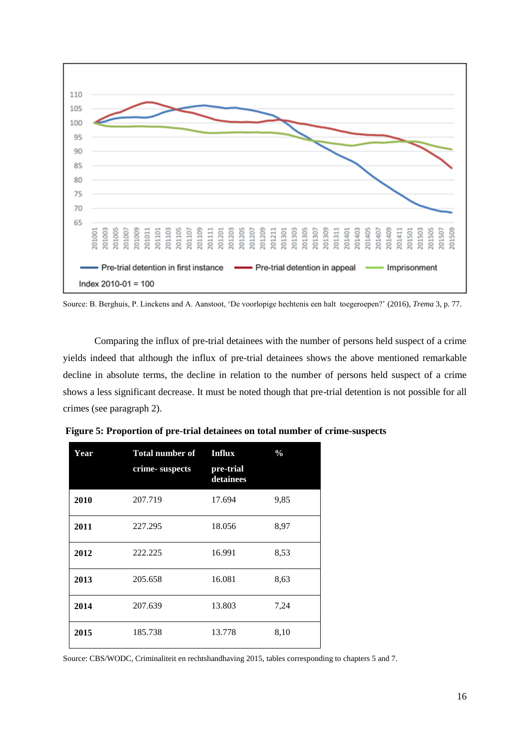Source: B. Berghuis, P. Linckens and A. Aanstoot, 'De voorlopige hechtenis een halt toegeroepen?' (2016), *Trema* 3, p. 77.

Comparing the influx of pre-trial detainees with the number of persons held suspect of a crime yields indeed that although the influx of pre-trial detainees shows the above mentioned remarkable decline in absolute terms, the decline in relation to the number of persons held suspect of a crime shows a less significant decrease. It must be noted though that pre-trial detention is not possible for all crimes (see paragraph 2).

**Figure 5: Proportion of pre-trial detainees on total number of crime-suspects**

| Year | Total number of crime- suspects | Influx pre-trial detainees | % |
|---|---|---|---|
| **2010** | 207.719 | 17.694 | 9,85 |
| **2011** | 227.295 | 18.056 | 8,97 |
| **2012** | 222.225 | 16.991 | 8,53 |
| **2013** | 205.658 | 16.081 | 8,63 |
| **2014** | 207.639 | 13.803 | 7,24 |
| **2015** | 185.738 | 13.778 | 8,10 |

Source: CBS/WODC, Criminaliteit en rechtshandhaving 2015, tables corresponding to chapters 5 and 7.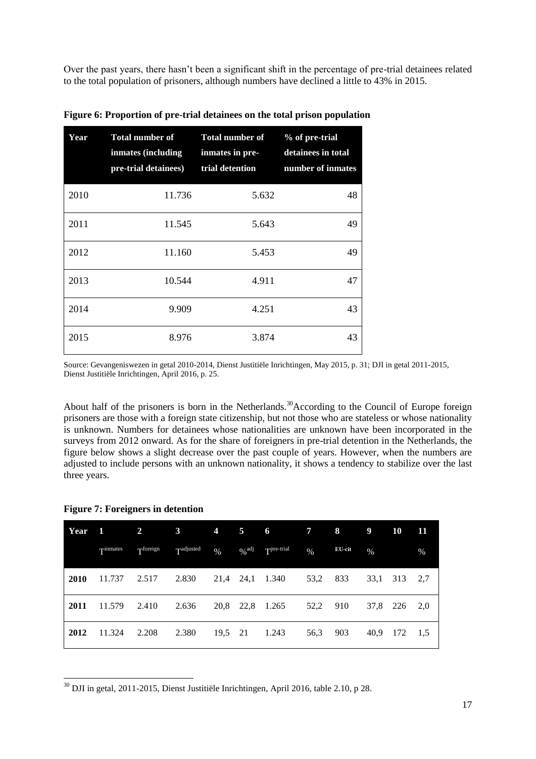Over the past years, there hasn't been a significant shift in the percentage of pre-trial detainees related to the total population of prisoners, although numbers have declined a little to 43% in 2015.

**Figure 6: Proportion of pre-trial detainees on the total prison population**

| Year | Total number of inmates (including pre-trial detainees) | Total number of inmates in pre-trial detention | % of pre-trial detainees in total number of inmates |
|---|---|---|---|
| 2010 | 11.736 | 5.632 | 48 |
| 2011 | 11.545 | 5.643 | 49 |
| 2012 | 11.160 | 5.453 | 49 |
| 2013 | 10.544 | 4.911 | 47 |
| 2014 | 9.909 | 4.251 | 43 |
| 2015 | 8.976 | 3.874 | 43 |

Source: Gevangeniswezen in getal 2010-2014, Dienst Justitiële Inrichtingen, May 2015, p. 31; DJI in getal 2011-2015, Dienst Justitiële Inrichtingen, April 2016, p. 25.

About half of the prisoners is born in the Netherlands.[30] According to the Council of Europe foreign prisoners are those with a foreign state citizenship, but not those who are stateless or whose nationality is unknown. Numbers for detainees whose nationalities are unknown have been incorporated in the surveys from 2012 onward. As for the share of foreigners in pre-trial detention in the Netherlands, the figure below shows a slight decrease over the past couple of years. However, when the numbers are adjusted to include persons with an unknown nationality, it shows a tendency to stabilize over the last three years.

**Figure 7: Foreigners in detention**

| Year | 1 | 2 | 3 | 4 | 5 | 6 | 7 | 8 | 9 | 10 | 11 |
|---|---|---|---|---|---|---|---|---|---|---|---|
| | $T^{inmates}$ | $T^{foreign}$ | $T^{adjusted}$ | % | $\%^{adj}$ | $T^{pre\text{-}trial}$ | % | EU-cit | % | | % |
| **2010** | 11.737 | 2.517 | 2.830 | 21,4 | 24,1 | 1.340 | 53,2 | 833 | 33,1 | 313 | 2,7 |
| **2011** | 11.579 | 2.410 | 2.636 | 20,8 | 22,8 | 1.265 | 52,2 | 910 | 37,8 | 226 | 2,0 |
| **2012** | 11.324 | 2.208 | 2.380 | 19,5 | 21 | 1.243 | 56,3 | 903 | 40,9 | 172 | 1,5 |

[30] DJI in getal, 2011-2015, Dienst Justitiële Inrichtingen, April 2016, table 2.10, p 28.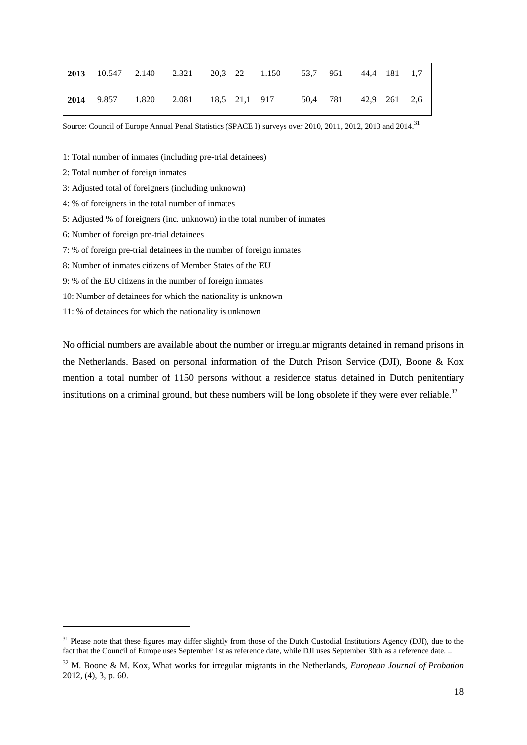| | | | | | | | | | | | |
|---|---|---|---|---|---|---|---|---|---|---|---|
| **2013** | 10.547 | 2.140 | 2.321 | 20,3 | 22 | 1.150 | 53,7 | 951 | 44,4 | 181 | 1,7 |
| **2014** | 9.857 | 1.820 | 2.081 | 18,5 | 21,1 | 917 | 50,4 | 781 | 42,9 | 261 | 2,6 |

Source: Council of Europe Annual Penal Statistics (SPACE I) surveys over 2010, 2011, 2012, 2013 and 2014.[31]

1: Total number of inmates (including pre-trial detainees)

2: Total number of foreign inmates

3: Adjusted total of foreigners (including unknown)

4: % of foreigners in the total number of inmates

5: Adjusted % of foreigners (inc. unknown) in the total number of inmates

6: Number of foreign pre-trial detainees

7: % of foreign pre-trial detainees in the number of foreign inmates

8: Number of inmates citizens of Member States of the EU

9: % of the EU citizens in the number of foreign inmates

10: Number of detainees for which the nationality is unknown

11: % of detainees for which the nationality is unknown

No official numbers are available about the number or irregular migrants detained in remand prisons in the Netherlands. Based on personal information of the Dutch Prison Service (DJI), Boone & Kox mention a total number of 1150 persons without a residence status detained in Dutch penitentiary institutions on a criminal ground, but these numbers will be long obsolete if they were ever reliable.[32]

[31] Please note that these figures may differ slightly from those of the Dutch Custodial Institutions Agency (DJI), due to the fact that the Council of Europe uses September 1st as reference date, while DJI uses September 30th as a reference date. ..

[32] M. Boone & M. Kox, What works for irregular migrants in the Netherlands, *European Journal of Probation* 2012, (4), 3, p. 60.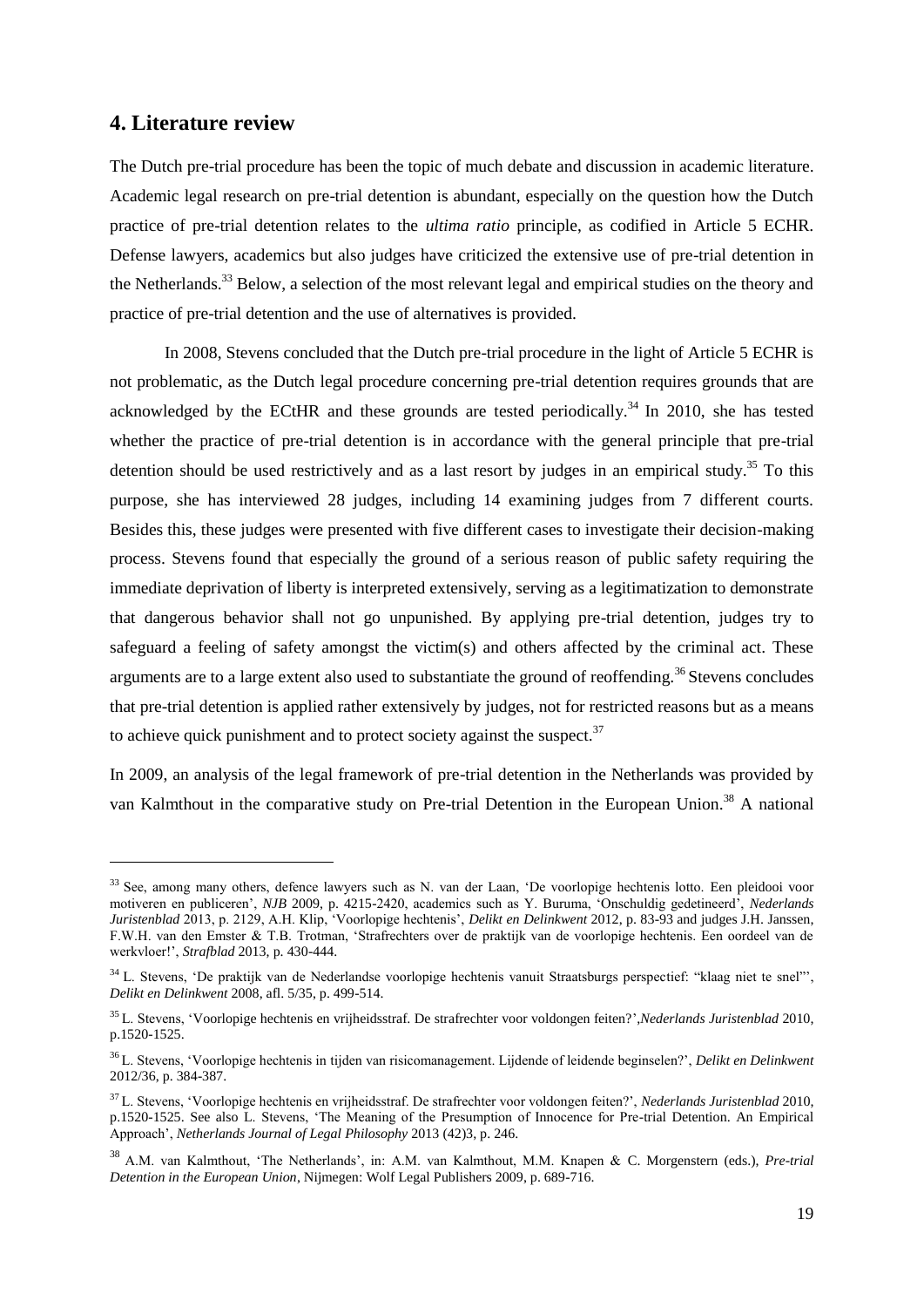## 4. Literature review

The Dutch pre-trial procedure has been the topic of much debate and discussion in academic literature. Academic legal research on pre-trial detention is abundant, especially on the question how the Dutch practice of pre-trial detention relates to the *ultima ratio* principle, as codified in Article 5 ECHR. Defense lawyers, academics but also judges have criticized the extensive use of pre-trial detention in the Netherlands.[33] Below, a selection of the most relevant legal and empirical studies on the theory and practice of pre-trial detention and the use of alternatives is provided.

In 2008, Stevens concluded that the Dutch pre-trial procedure in the light of Article 5 ECHR is not problematic, as the Dutch legal procedure concerning pre-trial detention requires grounds that are acknowledged by the ECtHR and these grounds are tested periodically.[34] In 2010, she has tested whether the practice of pre-trial detention is in accordance with the general principle that pre-trial detention should be used restrictively and as a last resort by judges in an empirical study.[35] To this purpose, she has interviewed 28 judges, including 14 examining judges from 7 different courts. Besides this, these judges were presented with five different cases to investigate their decision-making process. Stevens found that especially the ground of a serious reason of public safety requiring the immediate deprivation of liberty is interpreted extensively, serving as a legitimatization to demonstrate that dangerous behavior shall not go unpunished. By applying pre-trial detention, judges try to safeguard a feeling of safety amongst the victim(s) and others affected by the criminal act. These arguments are to a large extent also used to substantiate the ground of reoffending.[36] Stevens concludes that pre-trial detention is applied rather extensively by judges, not for restricted reasons but as a means to achieve quick punishment and to protect society against the suspect.[37]

In 2009, an analysis of the legal framework of pre-trial detention in the Netherlands was provided by van Kalmthout in the comparative study on Pre-trial Detention in the European Union.[38] A national

---

[33] See, among many others, defence lawyers such as N. van der Laan, 'De voorlopige hechtenis lotto. Een pleidooi voor motiveren en publiceren', *NJB* 2009, p. 4215-2420, academics such as Y. Buruma, 'Onschuldig gedetineerd', *Nederlands Juristenblad* 2013, p. 2129, A.H. Klip, 'Voorlopige hechtenis', *Delikt en Delinkwent* 2012, p. 83-93 and judges J.H. Janssen, F.W.H. van den Emster & T.B. Trotman, 'Strafrechters over de praktijk van de voorlopige hechtenis. Een oordeel van de werkvloer!', *Strafblad* 2013, p. 430-444.

[34] L. Stevens, 'De praktijk van de Nederlandse voorlopige hechtenis vanuit Straatsburgs perspectief: "klaag niet te snel"', *Delikt en Delinkwent* 2008, afl. 5/35, p. 499-514.

[35] L. Stevens, 'Voorlopige hechtenis en vrijheidsstraf. De strafrechter voor voldongen feiten?',*Nederlands Juristenblad* 2010, p.1520-1525.

[36] L. Stevens, 'Voorlopige hechtenis in tijden van risicomanagement. Lijdende of leidende beginselen?', *Delikt en Delinkwent* 2012/36, p. 384-387.

[37] L. Stevens, 'Voorlopige hechtenis en vrijheidsstraf. De strafrechter voor voldongen feiten?', *Nederlands Juristenblad* 2010, p.1520-1525. See also L. Stevens, 'The Meaning of the Presumption of Innocence for Pre-trial Detention. An Empirical Approach', *Netherlands Journal of Legal Philosophy* 2013 (42)3, p. 246.

[38] A.M. van Kalmthout, 'The Netherlands', in: A.M. van Kalmthout, M.M. Knapen & C. Morgenstern (eds.), *Pre-trial Detention in the European Union*, Nijmegen: Wolf Legal Publishers 2009, p. 689-716.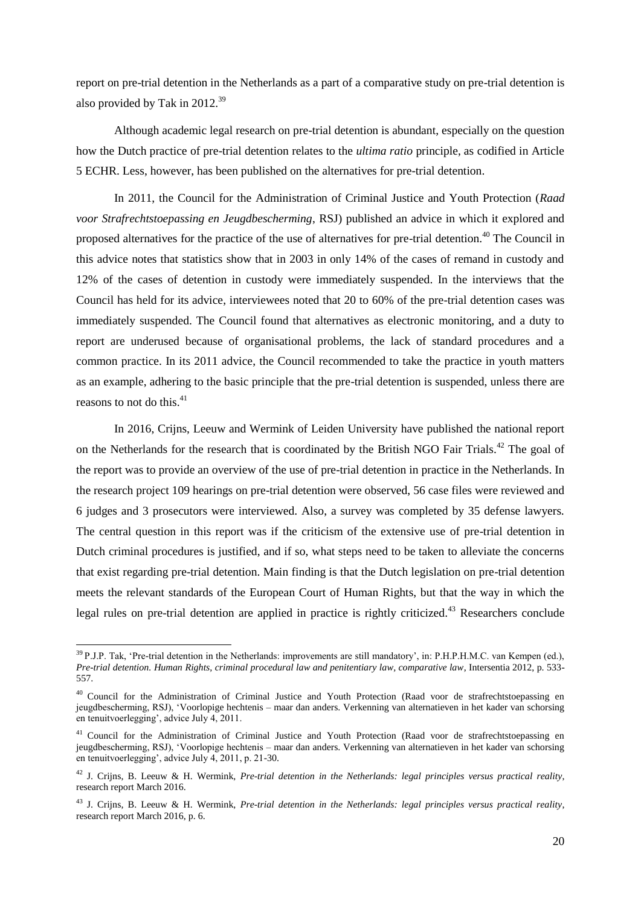report on pre-trial detention in the Netherlands as a part of a comparative study on pre-trial detention is also provided by Tak in 2012.[39]

Although academic legal research on pre-trial detention is abundant, especially on the question how the Dutch practice of pre-trial detention relates to the *ultima ratio* principle, as codified in Article 5 ECHR. Less, however, has been published on the alternatives for pre-trial detention.

In 2011, the Council for the Administration of Criminal Justice and Youth Protection (*Raad voor Strafrechtstoepassing en Jeugdbescherming*, RSJ) published an advice in which it explored and proposed alternatives for the practice of the use of alternatives for pre-trial detention.[40] The Council in this advice notes that statistics show that in 2003 in only 14% of the cases of remand in custody and 12% of the cases of detention in custody were immediately suspended. In the interviews that the Council has held for its advice, interviewees noted that 20 to 60% of the pre-trial detention cases was immediately suspended. The Council found that alternatives as electronic monitoring, and a duty to report are underused because of organisational problems, the lack of standard procedures and a common practice. In its 2011 advice, the Council recommended to take the practice in youth matters as an example, adhering to the basic principle that the pre-trial detention is suspended, unless there are reasons to not do this.[41]

In 2016, Crijns, Leeuw and Wermink of Leiden University have published the national report on the Netherlands for the research that is coordinated by the British NGO Fair Trials.[42] The goal of the report was to provide an overview of the use of pre-trial detention in practice in the Netherlands. In the research project 109 hearings on pre-trial detention were observed, 56 case files were reviewed and 6 judges and 3 prosecutors were interviewed. Also, a survey was completed by 35 defense lawyers. The central question in this report was if the criticism of the extensive use of pre-trial detention in Dutch criminal procedures is justified, and if so, what steps need to be taken to alleviate the concerns that exist regarding pre-trial detention. Main finding is that the Dutch legislation on pre-trial detention meets the relevant standards of the European Court of Human Rights, but that the way in which the legal rules on pre-trial detention are applied in practice is rightly criticized.[43] Researchers conclude

---

[39] P.J.P. Tak, 'Pre-trial detention in the Netherlands: improvements are still mandatory', in: P.H.P.H.M.C. van Kempen (ed.), *Pre-trial detention. Human Rights, criminal procedural law and penitentiary law, comparative law*, Intersentia 2012, p. 533-557.

[40] Council for the Administration of Criminal Justice and Youth Protection (Raad voor de strafrechtstoepassing en jeugdbescherming, RSJ), 'Voorlopige hechtenis – maar dan anders. Verkenning van alternatieven in het kader van schorsing en tenuitvoerlegging', advice July 4, 2011.

[41] Council for the Administration of Criminal Justice and Youth Protection (Raad voor de strafrechtstoepassing en jeugdbescherming, RSJ), 'Voorlopige hechtenis – maar dan anders. Verkenning van alternatieven in het kader van schorsing en tenuitvoerlegging', advice July 4, 2011, p. 21-30.

[42] J. Crijns, B. Leeuw & H. Wermink, *Pre-trial detention in the Netherlands: legal principles versus practical reality*, research report March 2016.

[43] J. Crijns, B. Leeuw & H. Wermink, *Pre-trial detention in the Netherlands: legal principles versus practical reality*, research report March 2016, p. 6.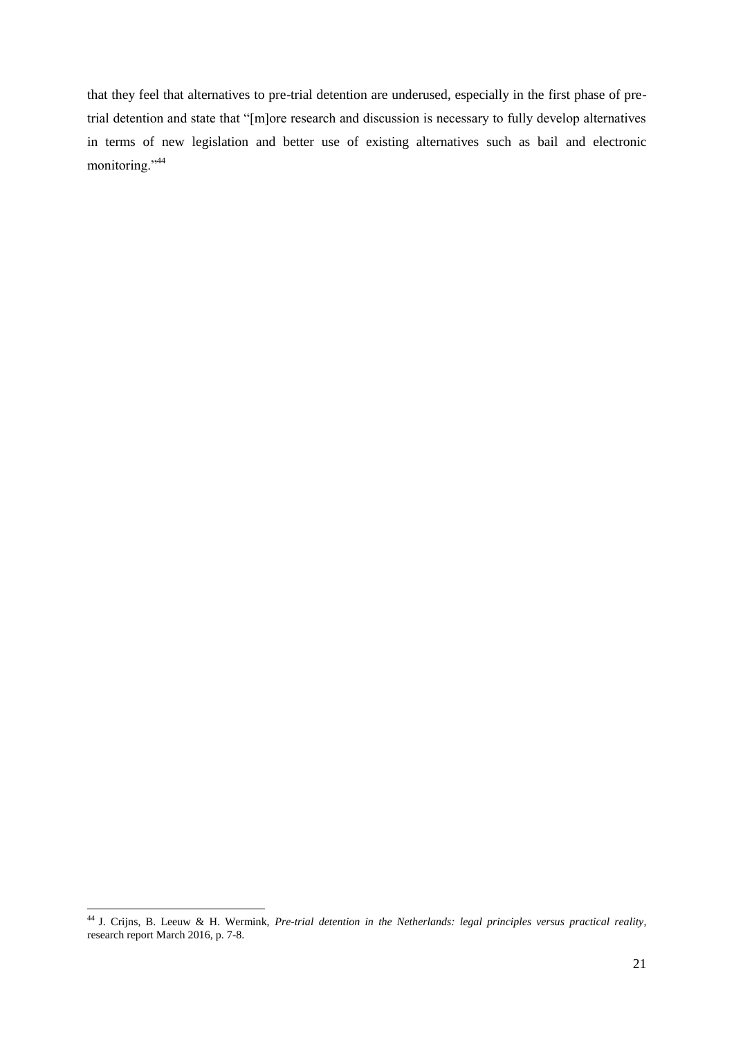that they feel that alternatives to pre-trial detention are underused, especially in the first phase of pre-trial detention and state that "[m]ore research and discussion is necessary to fully develop alternatives in terms of new legislation and better use of existing alternatives such as bail and electronic monitoring."[44]

---

[44] J. Crijns, B. Leeuw & H. Wermink, *Pre-trial detention in the Netherlands: legal principles versus practical reality*, research report March 2016, p. 7-8.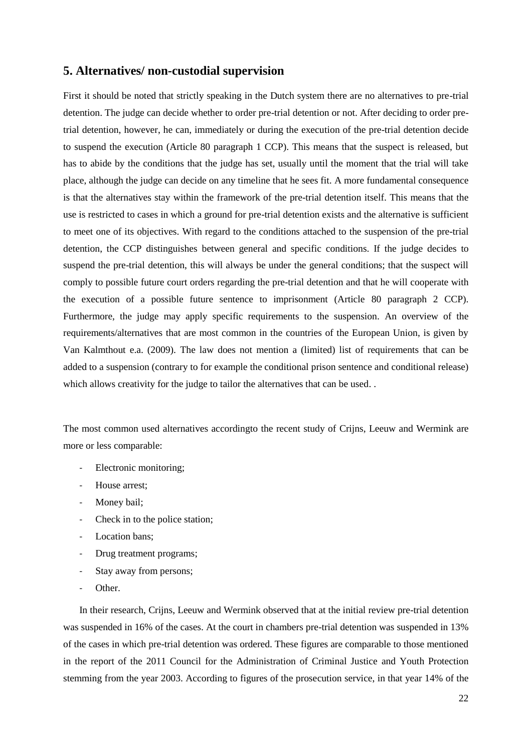## 5. Alternatives/ non-custodial supervision

First it should be noted that strictly speaking in the Dutch system there are no alternatives to pre-trial detention. The judge can decide whether to order pre-trial detention or not. After deciding to order pre-trial detention, however, he can, immediately or during the execution of the pre-trial detention decide to suspend the execution (Article 80 paragraph 1 CCP). This means that the suspect is released, but has to abide by the conditions that the judge has set, usually until the moment that the trial will take place, although the judge can decide on any timeline that he sees fit. A more fundamental consequence is that the alternatives stay within the framework of the pre-trial detention itself. This means that the use is restricted to cases in which a ground for pre-trial detention exists and the alternative is sufficient to meet one of its objectives. With regard to the conditions attached to the suspension of the pre-trial detention, the CCP distinguishes between general and specific conditions. If the judge decides to suspend the pre-trial detention, this will always be under the general conditions; that the suspect will comply to possible future court orders regarding the pre-trial detention and that he will cooperate with the execution of a possible future sentence to imprisonment (Article 80 paragraph 2 CCP). Furthermore, the judge may apply specific requirements to the suspension. An overview of the requirements/alternatives that are most common in the countries of the European Union, is given by Van Kalmthout e.a. (2009). The law does not mention a (limited) list of requirements that can be added to a suspension (contrary to for example the conditional prison sentence and conditional release) which allows creativity for the judge to tailor the alternatives that can be used. .

The most common used alternatives accordingto the recent study of Crijns, Leeuw and Wermink are more or less comparable:

- Electronic monitoring;
- House arrest;
- Money bail;
- Check in to the police station;
- Location bans;
- Drug treatment programs;
- Stay away from persons;
- Other.

In their research, Crijns, Leeuw and Wermink observed that at the initial review pre-trial detention was suspended in 16% of the cases. At the court in chambers pre-trial detention was suspended in 13% of the cases in which pre-trial detention was ordered. These figures are comparable to those mentioned in the report of the 2011 Council for the Administration of Criminal Justice and Youth Protection stemming from the year 2003. According to figures of the prosecution service, in that year 14% of the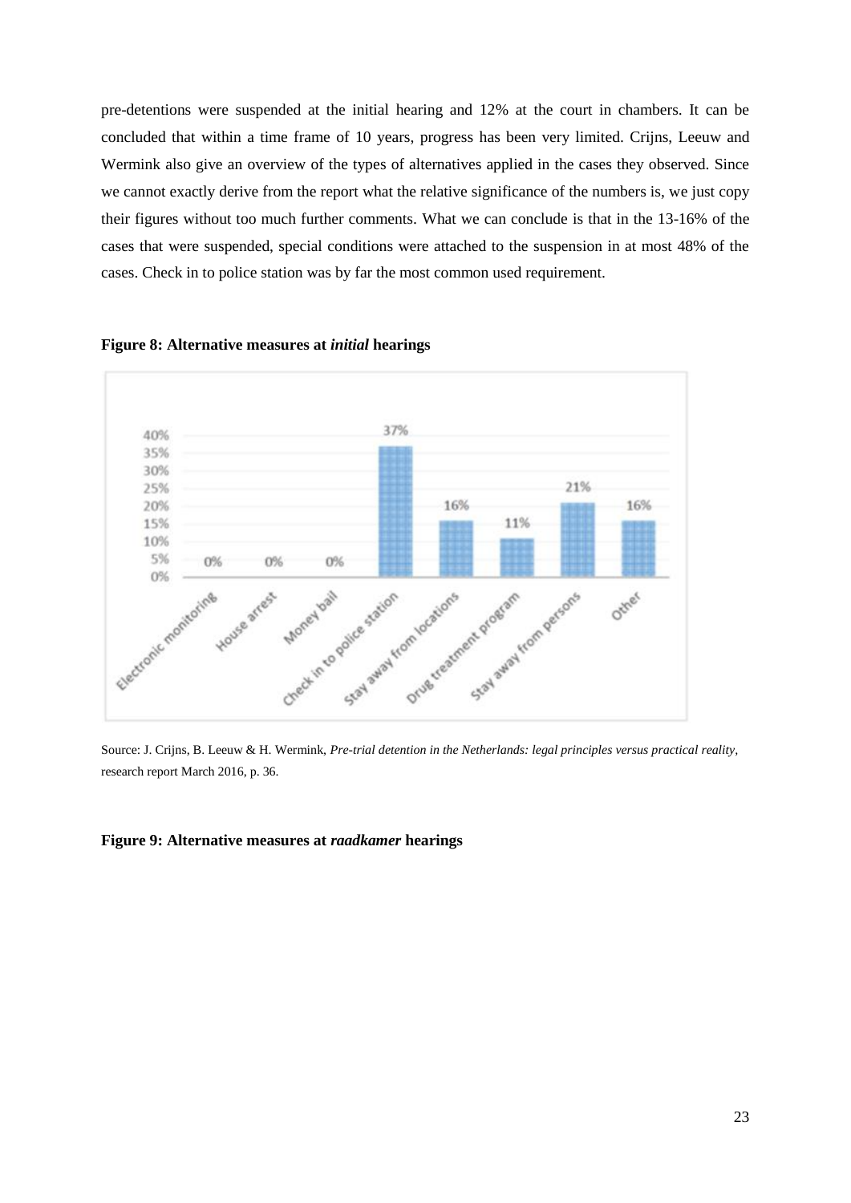pre-detentions were suspended at the initial hearing and 12% at the court in chambers. It can be concluded that within a time frame of 10 years, progress has been very limited. Crijns, Leeuw and Wermink also give an overview of the types of alternatives applied in the cases they observed. Since we cannot exactly derive from the report what the relative significance of the numbers is, we just copy their figures without too much further comments. What we can conclude is that in the 13-16% of the cases that were suspended, special conditions were attached to the suspension in at most 48% of the cases. Check in to police station was by far the most common used requirement.

**Figure 8: Alternative measures at *initial* hearings**

| Measure | Percentage |
|---|---|
| Electronic monitoring | 0% |
| House arrest | 0% |
| Money bail | 0% |
| Check in to police station | 37% |
| Stay away from locations | 16% |
| Drug treatment program | 11% |
| Stay away from persons | 21% |
| Other | 16% |

Source: J. Crijns, B. Leeuw & H. Wermink, *Pre-trial detention in the Netherlands: legal principles versus practical reality*, research report March 2016, p. 36.

**Figure 9: Alternative measures at *raadkamer* hearings**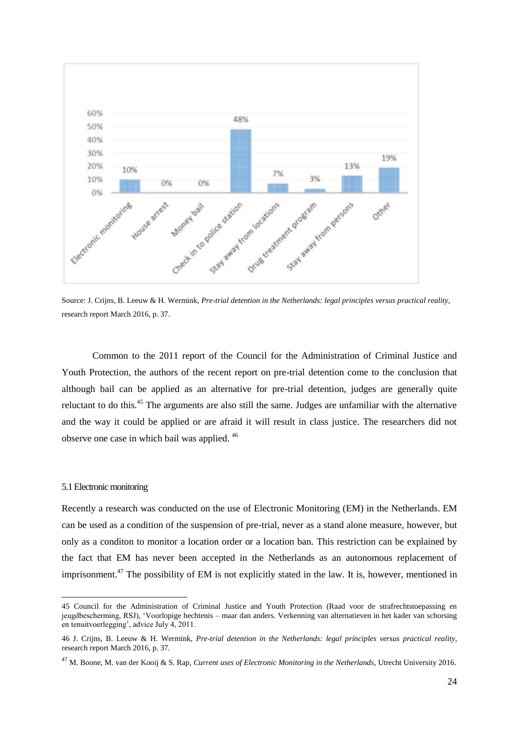| Category | Percentage |
|---|---|
| Electronic monitoring | 10% |
| House arrest | 0% |
| Money bail | 0% |
| Check in to police station | 48% |
| Stay away from locations | 7% |
| Drug treatment program | 3% |
| Stay away from persons | 13% |
| Other | 19% |

Source: J. Crijns, B. Leeuw & H. Wermink, *Pre-trial detention in the Netherlands: legal principles versus practical reality*, research report March 2016, p. 37.

Common to the 2011 report of the Council for the Administration of Criminal Justice and Youth Protection, the authors of the recent report on pre-trial detention come to the conclusion that although bail can be applied as an alternative for pre-trial detention, judges are generally quite reluctant to do this.[45] The arguments are also still the same. Judges are unfamiliar with the alternative and the way it could be applied or are afraid it will result in class justice. The researchers did not observe one case in which bail was applied. [46]

### 5.1 Electronic monitoring

Recently a research was conducted on the use of Electronic Monitoring (EM) in the Netherlands. EM can be used as a condition of the suspension of pre-trial, never as a stand alone measure, however, but only as a conditon to monitor a location order or a location ban. This restriction can be explained by the fact that EM has never been accepted in the Netherlands as an autonomous replacement of imprisonment.[47] The possibility of EM is not explicitly stated in the law. It is, however, mentioned in

---

45 Council for the Administration of Criminal Justice and Youth Protection (Raad voor de strafrechtstoepassing en jeugdbescherming, RSJ), 'Voorlopige hechtenis – maar dan anders. Verkenning van alternatieven in het kader van schorsing en tenuitvoerlegging', advice July 4, 2011.

46 J. Crijns, B. Leeuw & H. Wermink, *Pre-trial detention in the Netherlands: legal principles versus practical reality*, research report March 2016, p. 37.

47 M. Boone, M. van der Kooij & S. Rap, *Current uses of Electronic Monitoring in the Netherlands*, Utrecht University 2016.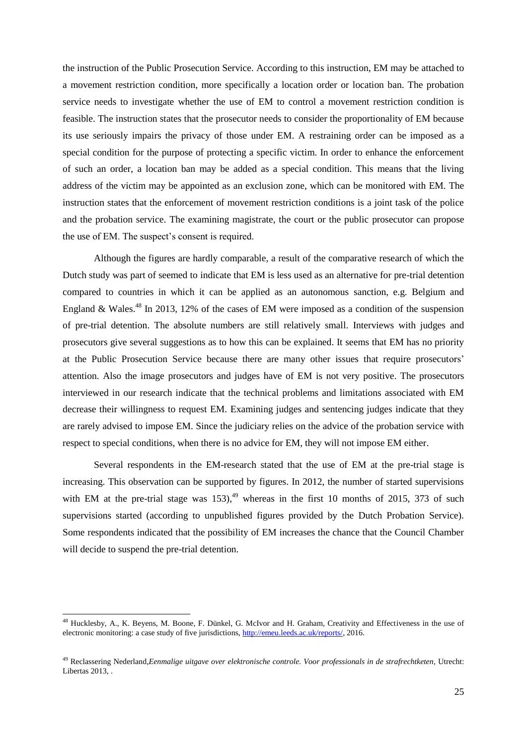the instruction of the Public Prosecution Service. According to this instruction, EM may be attached to a movement restriction condition, more specifically a location order or location ban. The probation service needs to investigate whether the use of EM to control a movement restriction condition is feasible. The instruction states that the prosecutor needs to consider the proportionality of EM because its use seriously impairs the privacy of those under EM. A restraining order can be imposed as a special condition for the purpose of protecting a specific victim. In order to enhance the enforcement of such an order, a location ban may be added as a special condition. This means that the living address of the victim may be appointed as an exclusion zone, which can be monitored with EM. The instruction states that the enforcement of movement restriction conditions is a joint task of the police and the probation service. The examining magistrate, the court or the public prosecutor can propose the use of EM. The suspect's consent is required.

Although the figures are hardly comparable, a result of the comparative research of which the Dutch study was part of seemed to indicate that EM is less used as an alternative for pre-trial detention compared to countries in which it can be applied as an autonomous sanction, e.g. Belgium and England & Wales.[48] In 2013, 12% of the cases of EM were imposed as a condition of the suspension of pre-trial detention. The absolute numbers are still relatively small. Interviews with judges and prosecutors give several suggestions as to how this can be explained. It seems that EM has no priority at the Public Prosecution Service because there are many other issues that require prosecutors' attention. Also the image prosecutors and judges have of EM is not very positive. The prosecutors interviewed in our research indicate that the technical problems and limitations associated with EM decrease their willingness to request EM. Examining judges and sentencing judges indicate that they are rarely advised to impose EM. Since the judiciary relies on the advice of the probation service with respect to special conditions, when there is no advice for EM, they will not impose EM either.

Several respondents in the EM-research stated that the use of EM at the pre-trial stage is increasing. This observation can be supported by figures. In 2012, the number of started supervisions with EM at the pre-trial stage was 153),[49] whereas in the first 10 months of 2015, 373 of such supervisions started (according to unpublished figures provided by the Dutch Probation Service). Some respondents indicated that the possibility of EM increases the chance that the Council Chamber will decide to suspend the pre-trial detention.

---

[48] Hucklesby, A., K. Beyens, M. Boone, F. Dünkel, G. McIvor and H. Graham, Creativity and Effectiveness in the use of electronic monitoring: a case study of five jurisdictions, http://emeu.leeds.ac.uk/reports/, 2016.

[49] Reclassering Nederland,*Eenmalige uitgave over elektronische controle. Voor professionals in de strafrechtketen*, Utrecht: Libertas 2013, .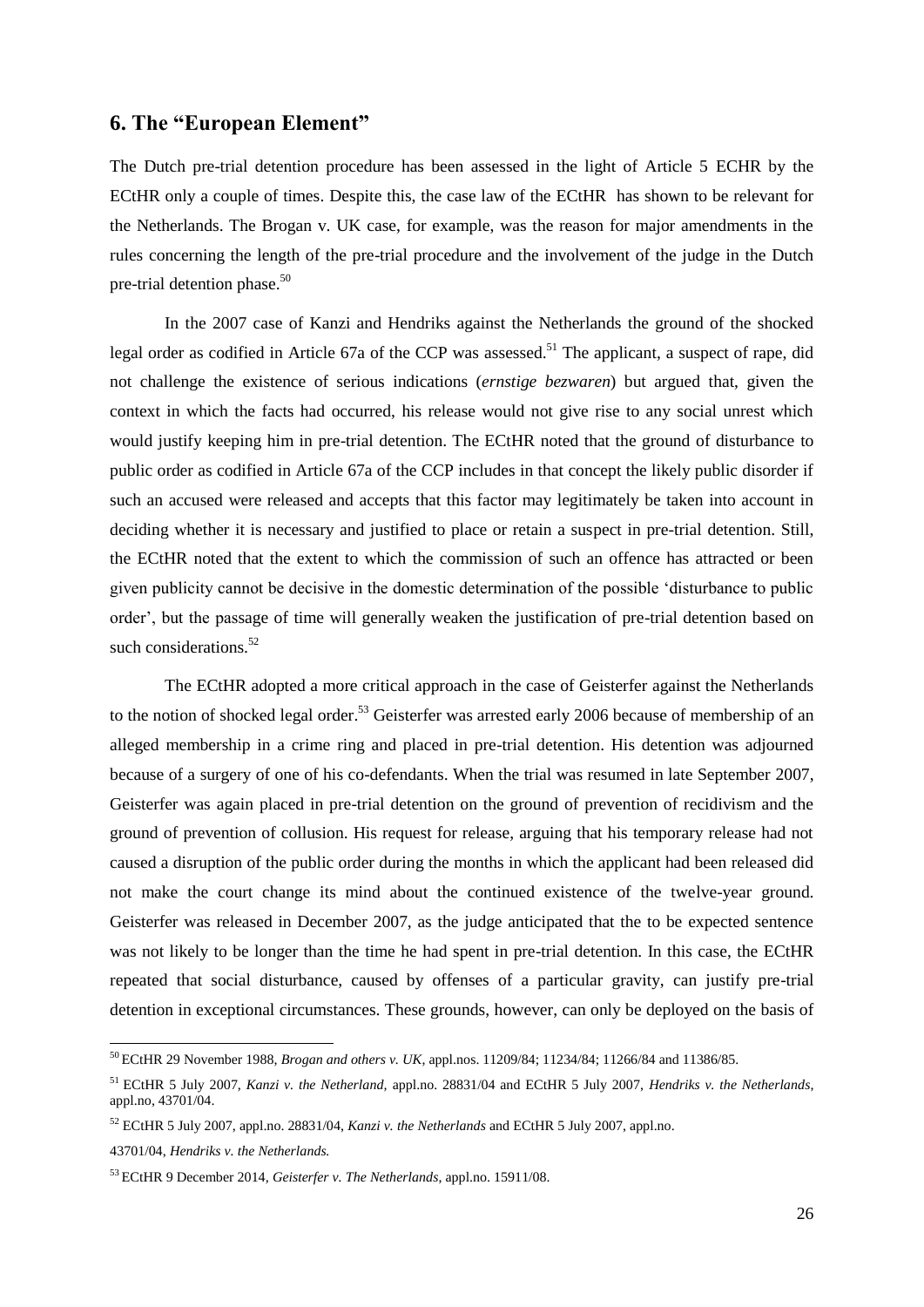## 6. The "European Element"

The Dutch pre-trial detention procedure has been assessed in the light of Article 5 ECHR by the ECtHR only a couple of times. Despite this, the case law of the ECtHR has shown to be relevant for the Netherlands. The Brogan v. UK case, for example, was the reason for major amendments in the rules concerning the length of the pre-trial procedure and the involvement of the judge in the Dutch pre-trial detention phase.[50]

In the 2007 case of Kanzi and Hendriks against the Netherlands the ground of the shocked legal order as codified in Article 67a of the CCP was assessed.[51] The applicant, a suspect of rape, did not challenge the existence of serious indications (*ernstige bezwaren*) but argued that, given the context in which the facts had occurred, his release would not give rise to any social unrest which would justify keeping him in pre-trial detention. The ECtHR noted that the ground of disturbance to public order as codified in Article 67a of the CCP includes in that concept the likely public disorder if such an accused were released and accepts that this factor may legitimately be taken into account in deciding whether it is necessary and justified to place or retain a suspect in pre-trial detention. Still, the ECtHR noted that the extent to which the commission of such an offence has attracted or been given publicity cannot be decisive in the domestic determination of the possible 'disturbance to public order', but the passage of time will generally weaken the justification of pre-trial detention based on such considerations.[52]

The ECtHR adopted a more critical approach in the case of Geisterfer against the Netherlands to the notion of shocked legal order.[53] Geisterfer was arrested early 2006 because of membership of an alleged membership in a crime ring and placed in pre-trial detention. His detention was adjourned because of a surgery of one of his co-defendants. When the trial was resumed in late September 2007, Geisterfer was again placed in pre-trial detention on the ground of prevention of recidivism and the ground of prevention of collusion. His request for release, arguing that his temporary release had not caused a disruption of the public order during the months in which the applicant had been released did not make the court change its mind about the continued existence of the twelve-year ground. Geisterfer was released in December 2007, as the judge anticipated that the to be expected sentence was not likely to be longer than the time he had spent in pre-trial detention. In this case, the ECtHR repeated that social disturbance, caused by offenses of a particular gravity, can justify pre-trial detention in exceptional circumstances. These grounds, however, can only be deployed on the basis of

---

[50] ECtHR 29 November 1988, *Brogan and others v. UK*, appl.nos. 11209/84; 11234/84; 11266/84 and 11386/85.

[51] ECtHR 5 July 2007, *Kanzi v. the Netherland*, appl.no. 28831/04 and ECtHR 5 July 2007, *Hendriks v. the Netherlands*, appl.no, 43701/04.

[52] ECtHR 5 July 2007, appl.no. 28831/04, *Kanzi v. the Netherlands* and ECtHR 5 July 2007, appl.no. 43701/04, *Hendriks v. the Netherlands.*

[53] ECtHR 9 December 2014, *Geisterfer v. The Netherlands*, appl.no. 15911/08.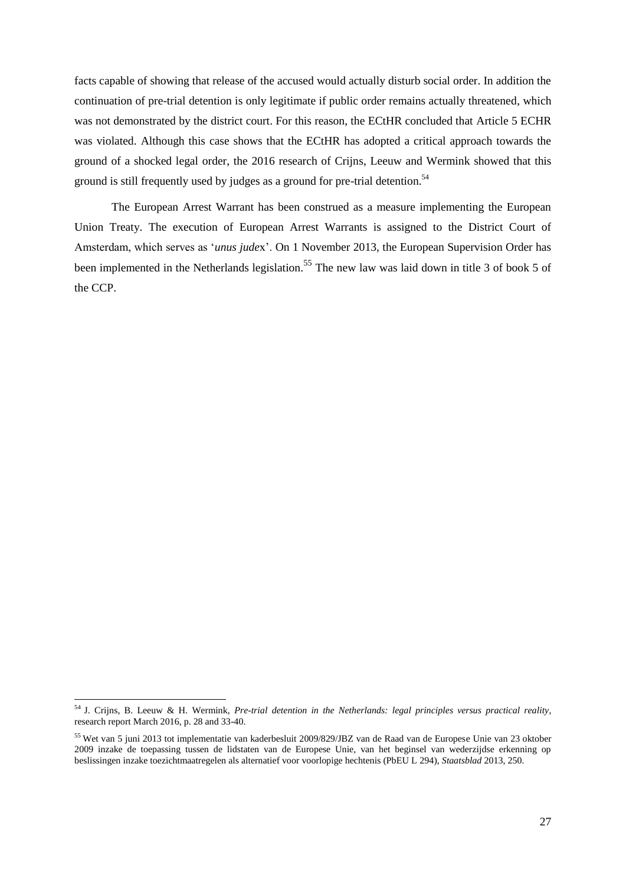facts capable of showing that release of the accused would actually disturb social order. In addition the continuation of pre-trial detention is only legitimate if public order remains actually threatened, which was not demonstrated by the district court. For this reason, the ECtHR concluded that Article 5 ECHR was violated. Although this case shows that the ECtHR has adopted a critical approach towards the ground of a shocked legal order, the 2016 research of Crijns, Leeuw and Wermink showed that this ground is still frequently used by judges as a ground for pre-trial detention.[54]

The European Arrest Warrant has been construed as a measure implementing the European Union Treaty. The execution of European Arrest Warrants is assigned to the District Court of Amsterdam, which serves as '*unus judex*'. On 1 November 2013, the European Supervision Order has been implemented in the Netherlands legislation.[55] The new law was laid down in title 3 of book 5 of the CCP.

---

[54] J. Crijns, B. Leeuw & H. Wermink, *Pre-trial detention in the Netherlands: legal principles versus practical reality*, research report March 2016, p. 28 and 33-40.

[55] Wet van 5 juni 2013 tot implementatie van kaderbesluit 2009/829/JBZ van de Raad van de Europese Unie van 23 oktober 2009 inzake de toepassing tussen de lidstaten van de Europese Unie, van het beginsel van wederzijdse erkenning op beslissingen inzake toezichtmaatregelen als alternatief voor voorlopige hechtenis (PbEU L 294), *Staatsblad* 2013, 250.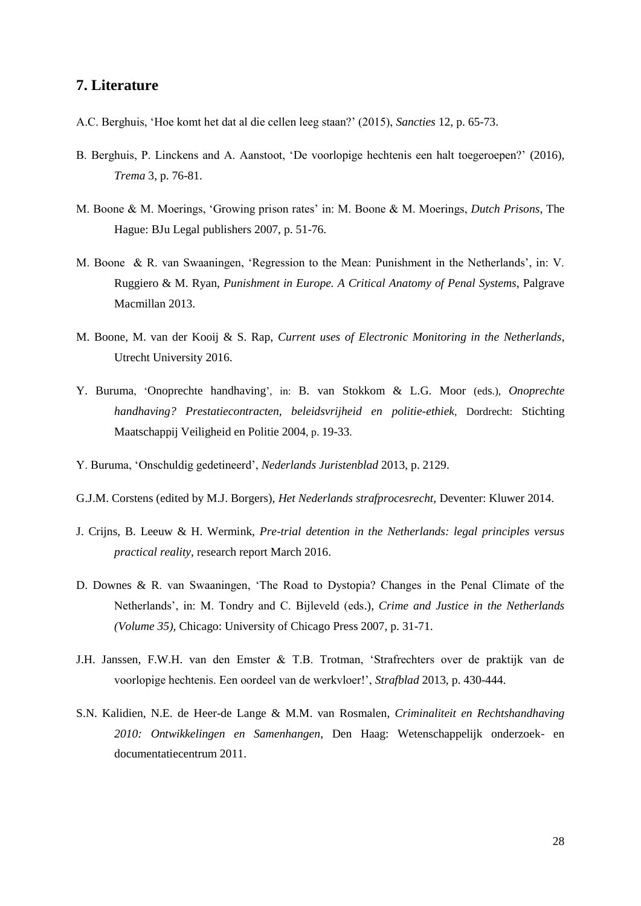## 7. Literature

A.C. Berghuis, 'Hoe komt het dat al die cellen leeg staan?' (2015), *Sancties* 12, p. 65-73.

B. Berghuis, P. Linckens and A. Aanstoot, 'De voorlopige hechtenis een halt toegeroepen?' (2016), *Trema* 3, p. 76-81.

M. Boone & M. Moerings, 'Growing prison rates' in: M. Boone & M. Moerings, *Dutch Prisons*, The Hague: BJu Legal publishers 2007, p. 51-76.

M. Boone & R. van Swaaningen, 'Regression to the Mean: Punishment in the Netherlands', in: V. Ruggiero & M. Ryan, *Punishment in Europe. A Critical Anatomy of Penal Systems*, Palgrave Macmillan 2013.

M. Boone, M. van der Kooij & S. Rap, *Current uses of Electronic Monitoring in the Netherlands*, Utrecht University 2016.

Y. Buruma, 'Onoprechte handhaving', in: B. van Stokkom & L.G. Moor (eds.), *Onoprechte handhaving? Prestatiecontracten, beleidsvrijheid en politie-ethiek*, Dordrecht: Stichting Maatschappij Veiligheid en Politie 2004, p. 19-33.

Y. Buruma, 'Onschuldig gedetineerd', *Nederlands Juristenblad* 2013, p. 2129.

G.J.M. Corstens (edited by M.J. Borgers), *Het Nederlands strafprocesrecht*, Deventer: Kluwer 2014.

J. Crijns, B. Leeuw & H. Wermink, *Pre-trial detention in the Netherlands: legal principles versus practical reality*, research report March 2016.

D. Downes & R. van Swaaningen, 'The Road to Dystopia? Changes in the Penal Climate of the Netherlands', in: M. Tondry and C. Bijleveld (eds.), *Crime and Justice in the Netherlands (Volume 35)*, Chicago: University of Chicago Press 2007, p. 31-71.

J.H. Janssen, F.W.H. van den Emster & T.B. Trotman, 'Strafrechters over de praktijk van de voorlopige hechtenis. Een oordeel van de werkvloer!', *Strafblad* 2013, p. 430-444.

S.N. Kalidien, N.E. de Heer-de Lange & M.M. van Rosmalen, *Criminaliteit en Rechtshandhaving 2010: Ontwikkelingen en Samenhangen*, Den Haag: Wetenschappelijk onderzoek- en documentatiecentrum 2011.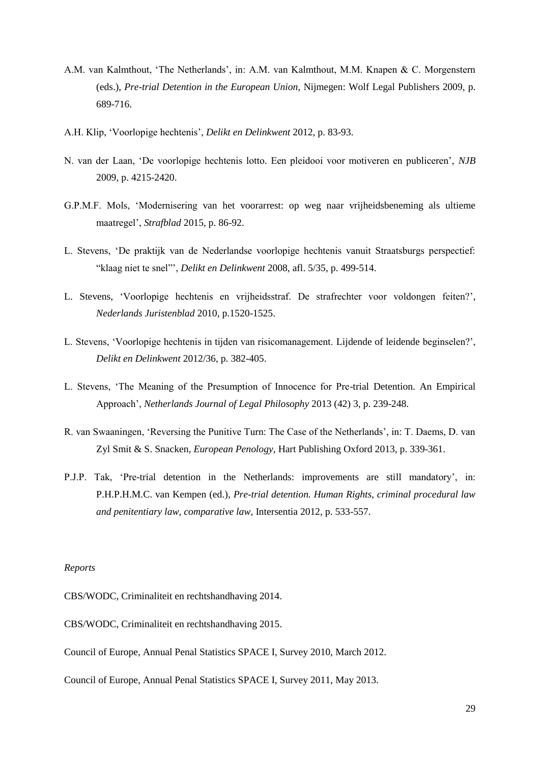A.M. van Kalmthout, 'The Netherlands', in: A.M. van Kalmthout, M.M. Knapen & C. Morgenstern (eds.), *Pre-trial Detention in the European Union,* Nijmegen: Wolf Legal Publishers 2009, p. 689-716.

A.H. Klip, 'Voorlopige hechtenis', *Delikt en Delinkwent* 2012, p. 83-93.

N. van der Laan, 'De voorlopige hechtenis lotto. Een pleidooi voor motiveren en publiceren', *NJB* 2009, p. 4215-2420.

G.P.M.F. Mols, 'Modernisering van het voorarrest: op weg naar vrijheidsbeneming als ultieme maatregel', *Strafblad* 2015, p. 86-92.

L. Stevens, 'De praktijk van de Nederlandse voorlopige hechtenis vanuit Straatsburgs perspectief: "klaag niet te snel"', *Delikt en Delinkwent* 2008, afl. 5/35, p. 499-514.

L. Stevens, 'Voorlopige hechtenis en vrijheidsstraf. De strafrechter voor voldongen feiten?', *Nederlands Juristenblad* 2010, p.1520-1525.

L. Stevens, 'Voorlopige hechtenis in tijden van risicomanagement. Lijdende of leidende beginselen?', *Delikt en Delinkwent* 2012/36, p. 382-405.

L. Stevens, 'The Meaning of the Presumption of Innocence for Pre-trial Detention. An Empirical Approach', *Netherlands Journal of Legal Philosophy* 2013 (42) 3, p. 239-248.

R. van Swaaningen, 'Reversing the Punitive Turn: The Case of the Netherlands', in: T. Daems, D. van Zyl Smit & S. Snacken, *European Penology,* Hart Publishing Oxford 2013, p. 339-361.

P.J.P. Tak, 'Pre-trial detention in the Netherlands: improvements are still mandatory', in: P.H.P.H.M.C. van Kempen (ed.), *Pre-trial detention. Human Rights, criminal procedural law and penitentiary law, comparative law,* Intersentia 2012, p. 533-557.

*Reports*

CBS/WODC, Criminaliteit en rechtshandhaving 2014.

CBS/WODC, Criminaliteit en rechtshandhaving 2015.

Council of Europe, Annual Penal Statistics SPACE I, Survey 2010, March 2012.

Council of Europe, Annual Penal Statistics SPACE I, Survey 2011, May 2013.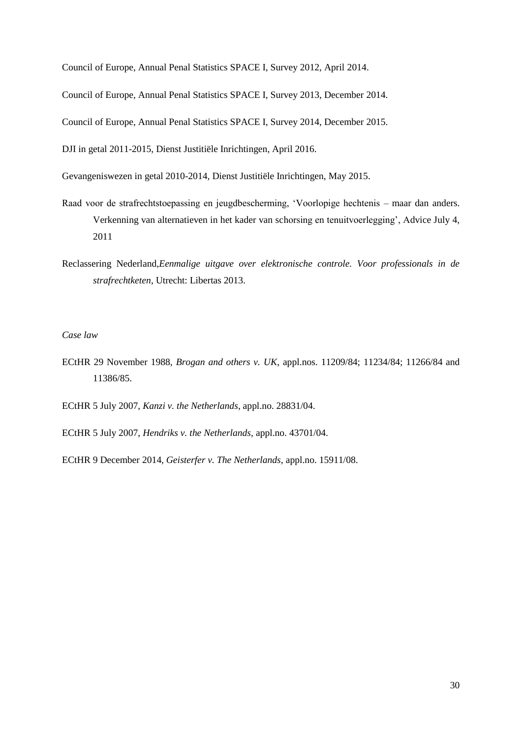Council of Europe, Annual Penal Statistics SPACE I, Survey 2012, April 2014.

Council of Europe, Annual Penal Statistics SPACE I, Survey 2013, December 2014.

Council of Europe, Annual Penal Statistics SPACE I, Survey 2014, December 2015.

DJI in getal 2011-2015, Dienst Justitiële Inrichtingen, April 2016.

Gevangeniswezen in getal 2010-2014, Dienst Justitiële Inrichtingen, May 2015.

Raad voor de strafrechtstoepassing en jeugdbescherming, 'Voorlopige hechtenis – maar dan anders. Verkenning van alternatieven in het kader van schorsing en tenuitvoerlegging', Advice July 4, 2011

Reclassering Nederland,*Eenmalige uitgave over elektronische controle. Voor professionals in de strafrechtketen*, Utrecht: Libertas 2013.

*Case law*

ECtHR 29 November 1988, *Brogan and others v. UK*, appl.nos. 11209/84; 11234/84; 11266/84 and 11386/85.

ECtHR 5 July 2007, *Kanzi v. the Netherlands*, appl.no. 28831/04.

ECtHR 5 July 2007, *Hendriks v. the Netherlands*, appl.no. 43701/04.

ECtHR 9 December 2014, *Geisterfer v. The Netherlands*, appl.no. 15911/08.